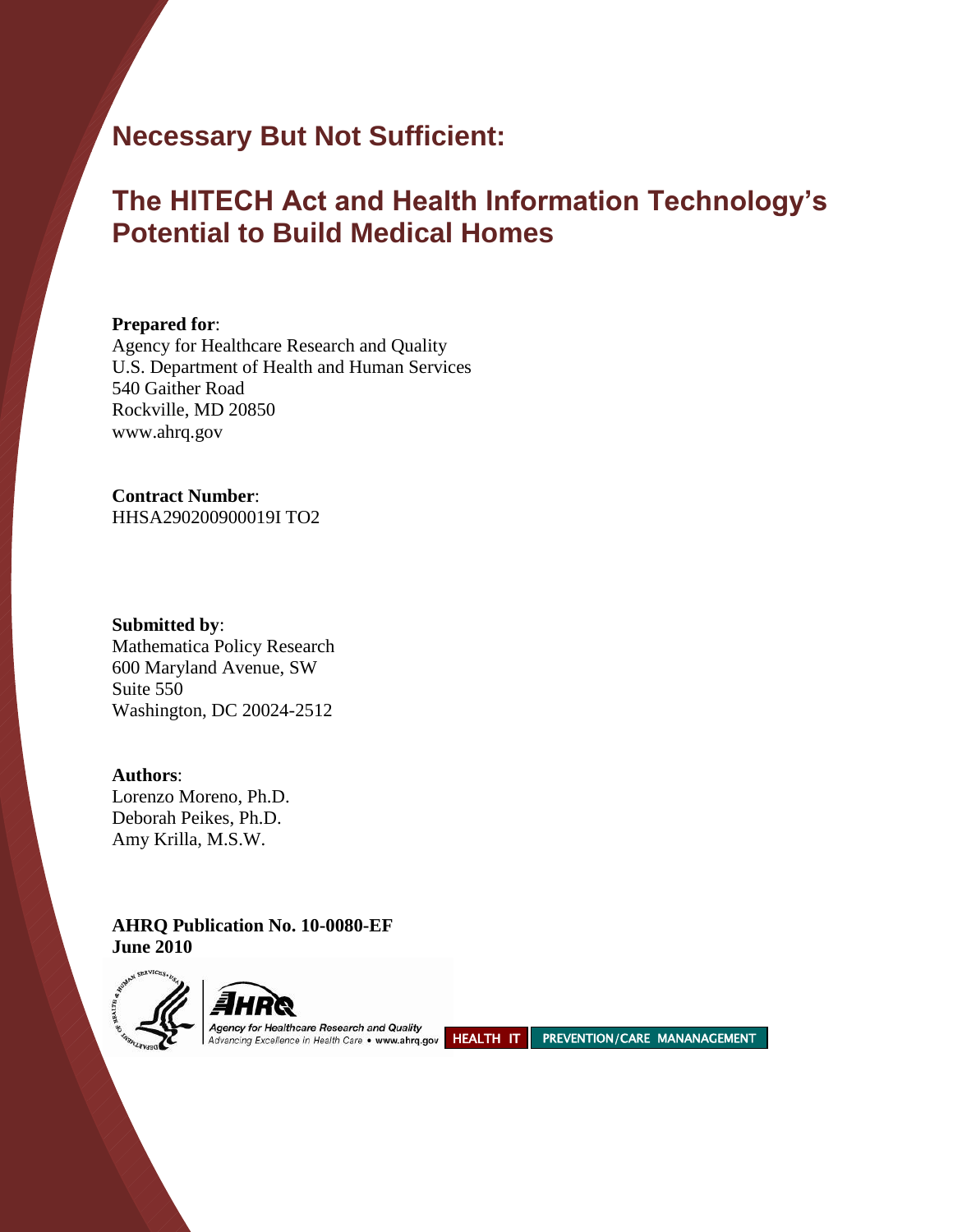# Necessary But Not Sufficient:

## The HITECH Act and Health Information Technology's Potential to Build Medical Homes

**Prepared for**:
Agency for Healthcare Research and Quality
U.S. Department of Health and Human Services
540 Gaither Road
Rockville, MD 20850
www.ahrq.gov

**Contract Number**:
HHSA290200900019I TO2

**Submitted by**:
Mathematica Policy Research
600 Maryland Avenue, SW
Suite 550
Washington, DC 20024-2512

**Authors**:
Lorenzo Moreno, Ph.D.
Deborah Peikes, Ph.D.
Amy Krilla, M.S.W.

**AHRQ Publication No. 10-0080-EF**
**June 2010**

Agency for Healthcare Research and Quality
*Advancing Excellence in Health Care • www.ahrq.gov*

HEALTH IT | PREVENTION/CARE MANANAGEMENT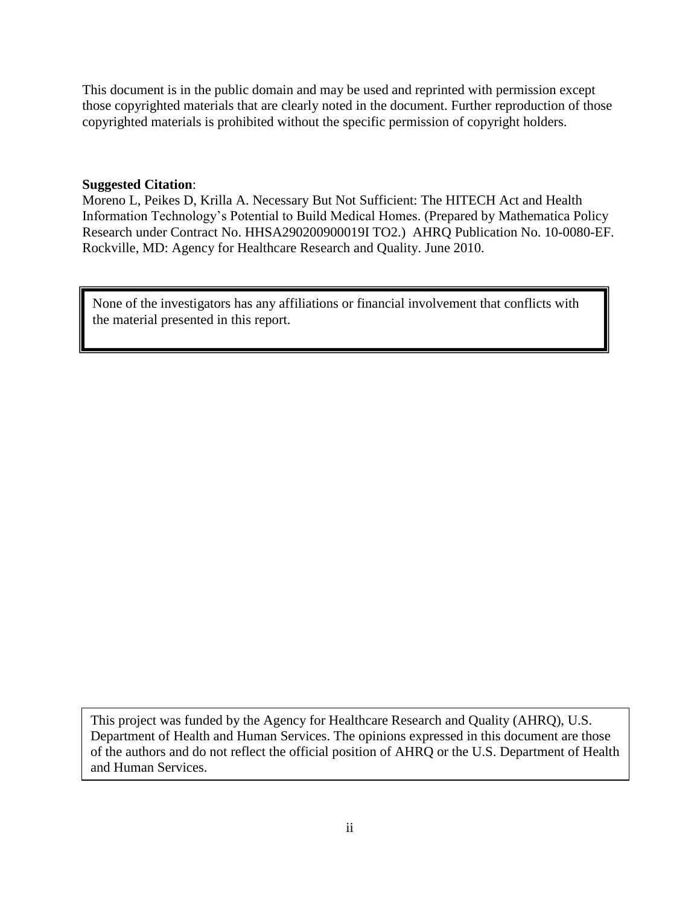This document is in the public domain and may be used and reprinted with permission except those copyrighted materials that are clearly noted in the document. Further reproduction of those copyrighted materials is prohibited without the specific permission of copyright holders.

**Suggested Citation**:
Moreno L, Peikes D, Krilla A. Necessary But Not Sufficient: The HITECH Act and Health Information Technology's Potential to Build Medical Homes. (Prepared by Mathematica Policy Research under Contract No. HHSA290200900019I TO2.) AHRQ Publication No. 10-0080-EF. Rockville, MD: Agency for Healthcare Research and Quality. June 2010.

None of the investigators has any affiliations or financial involvement that conflicts with the material presented in this report.

This project was funded by the Agency for Healthcare Research and Quality (AHRQ), U.S. Department of Health and Human Services. The opinions expressed in this document are those of the authors and do not reflect the official position of AHRQ or the U.S. Department of Health and Human Services.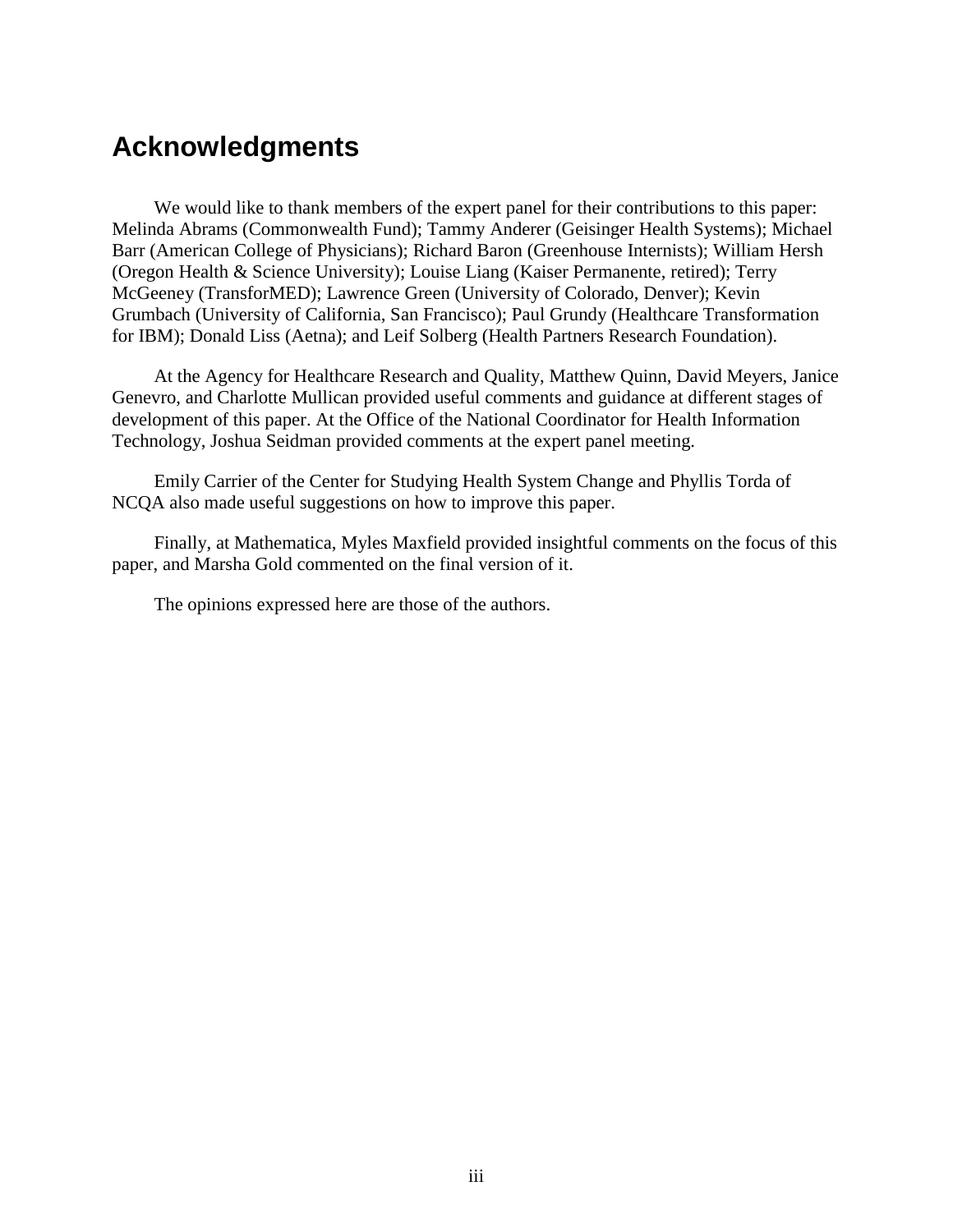## Acknowledgments

We would like to thank members of the expert panel for their contributions to this paper: Melinda Abrams (Commonwealth Fund); Tammy Anderer (Geisinger Health Systems); Michael Barr (American College of Physicians); Richard Baron (Greenhouse Internists); William Hersh (Oregon Health & Science University); Louise Liang (Kaiser Permanente, retired); Terry McGeeney (TransforMED); Lawrence Green (University of Colorado, Denver); Kevin Grumbach (University of California, San Francisco); Paul Grundy (Healthcare Transformation for IBM); Donald Liss (Aetna); and Leif Solberg (Health Partners Research Foundation).

At the Agency for Healthcare Research and Quality, Matthew Quinn, David Meyers, Janice Genevro, and Charlotte Mullican provided useful comments and guidance at different stages of development of this paper. At the Office of the National Coordinator for Health Information Technology, Joshua Seidman provided comments at the expert panel meeting.

Emily Carrier of the Center for Studying Health System Change and Phyllis Torda of NCQA also made useful suggestions on how to improve this paper.

Finally, at Mathematica, Myles Maxfield provided insightful comments on the focus of this paper, and Marsha Gold commented on the final version of it.

The opinions expressed here are those of the authors.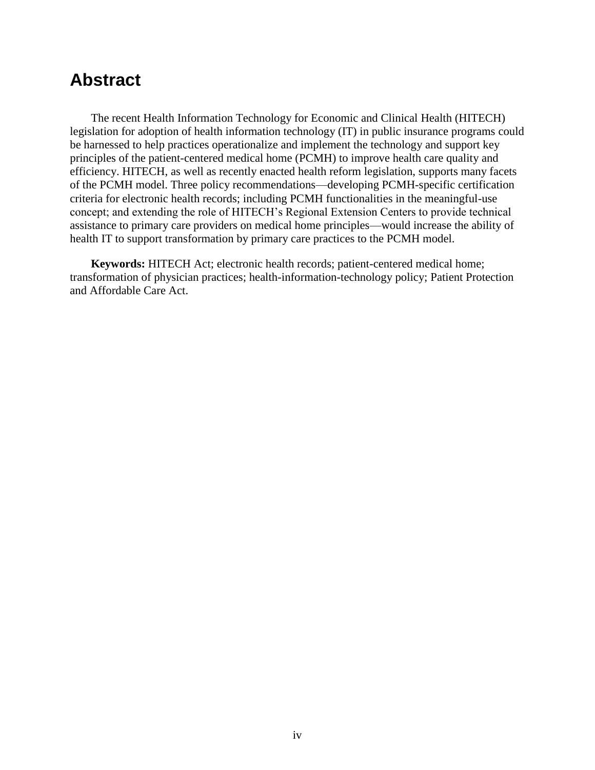# Abstract

The recent Health Information Technology for Economic and Clinical Health (HITECH) legislation for adoption of health information technology (IT) in public insurance programs could be harnessed to help practices operationalize and implement the technology and support key principles of the patient-centered medical home (PCMH) to improve health care quality and efficiency. HITECH, as well as recently enacted health reform legislation, supports many facets of the PCMH model. Three policy recommendations—developing PCMH-specific certification criteria for electronic health records; including PCMH functionalities in the meaningful-use concept; and extending the role of HITECH's Regional Extension Centers to provide technical assistance to primary care providers on medical home principles—would increase the ability of health IT to support transformation by primary care practices to the PCMH model.

**Keywords:** HITECH Act; electronic health records; patient-centered medical home; transformation of physician practices; health-information-technology policy; Patient Protection and Affordable Care Act.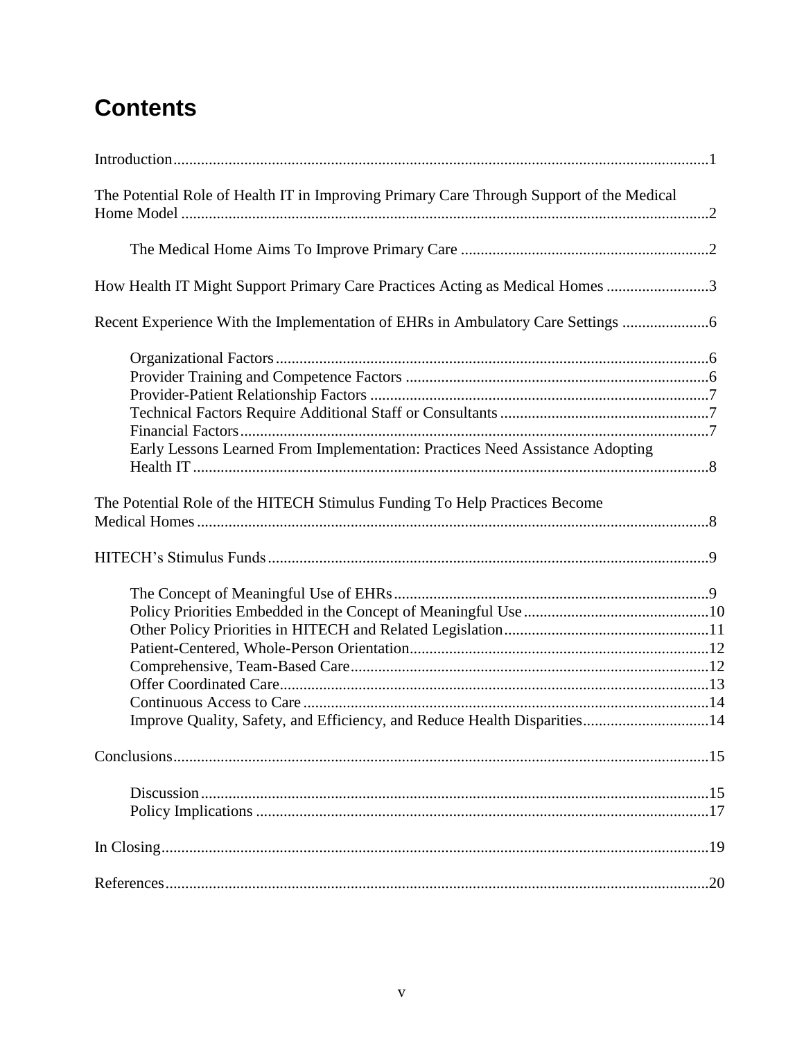# Contents

Introduction....................................................................................................................................1

The Potential Role of Health IT in Improving Primary Care Through Support of the Medical Home Model ....................................................................................................................................2

- The Medical Home Aims To Improve Primary Care ..............................................................2

How Health IT Might Support Primary Care Practices Acting as Medical Homes ..........................3

Recent Experience With the Implementation of EHRs in Ambulatory Care Settings ......................6

- Organizational Factors.............................................................................................................6
- Provider Training and Competence Factors ............................................................................6
- Provider-Patient Relationship Factors .....................................................................................7
- Technical Factors Require Additional Staff or Consultants .....................................................7
- Financial Factors.....................................................................................................................7
- Early Lessons Learned From Implementation: Practices Need Assistance Adopting Health IT .................................................................................................................................8

The Potential Role of the HITECH Stimulus Funding To Help Practices Become Medical Homes .................................................................................................................................8

HITECH's Stimulus Funds...............................................................................................................9

- The Concept of Meaningful Use of EHRs...............................................................................9
- Policy Priorities Embedded in the Concept of Meaningful Use ..............................................10
- Other Policy Priorities in HITECH and Related Legislation...................................................11
- Patient-Centered, Whole-Person Orientation...........................................................................12
- Comprehensive, Team-Based Care..........................................................................................12
- Offer Coordinated Care............................................................................................................13
- Continuous Access to Care ......................................................................................................14
- Improve Quality, Safety, and Efficiency, and Reduce Health Disparities................................14

Conclusions......................................................................................................................................15

- Discussion ................................................................................................................................15
- Policy Implications ..................................................................................................................17

In Closing..........................................................................................................................................19

References.........................................................................................................................................20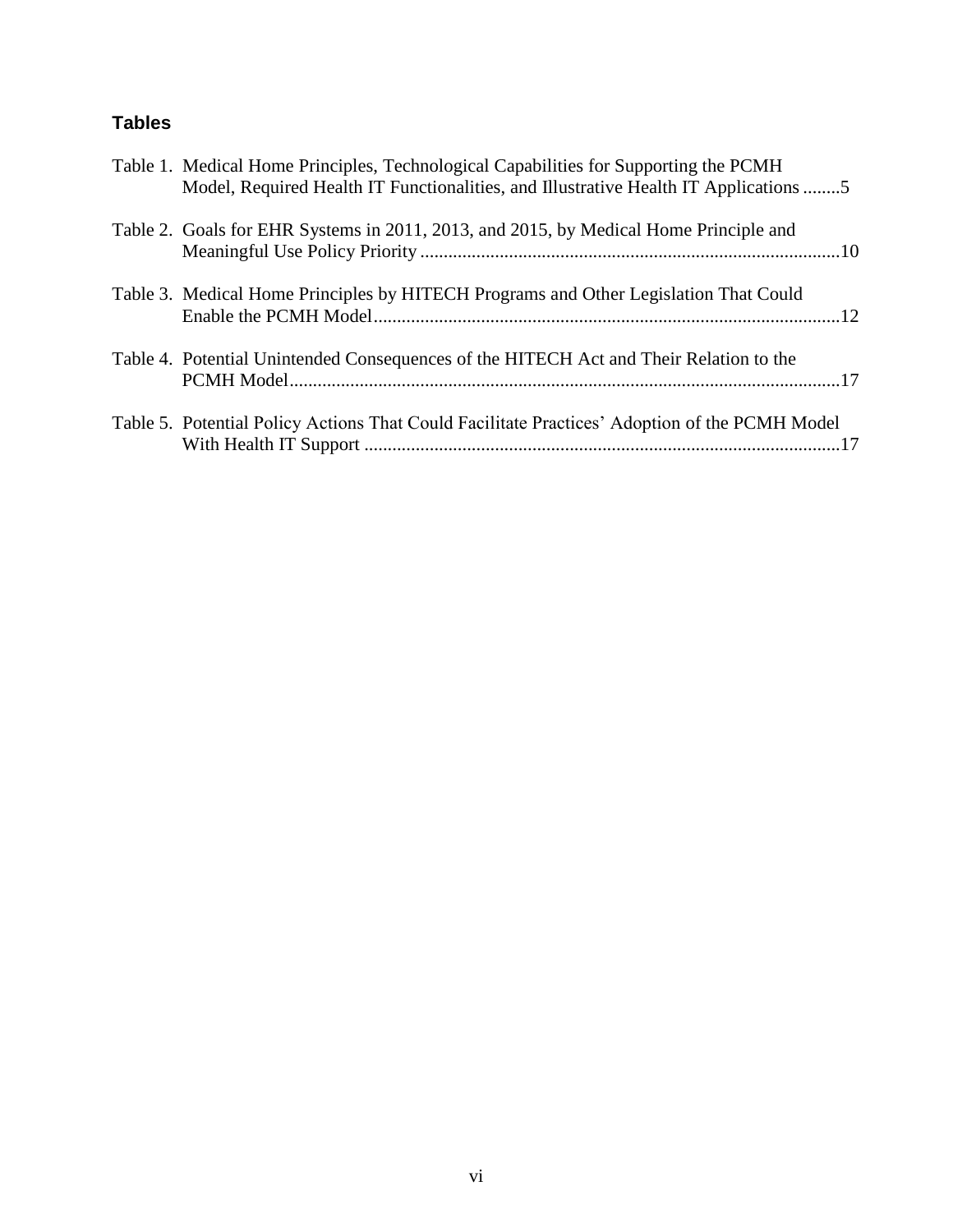## Tables

Table 1. Medical Home Principles, Technological Capabilities for Supporting the PCMH Model, Required Health IT Functionalities, and Illustrative Health IT Applications ........5

Table 2. Goals for EHR Systems in 2011, 2013, and 2015, by Medical Home Principle and Meaningful Use Policy Priority ........................................................................................10

Table 3. Medical Home Principles by HITECH Programs and Other Legislation That Could Enable the PCMH Model....................................................................................................12

Table 4. Potential Unintended Consequences of the HITECH Act and Their Relation to the PCMH Model.....................................................................................................................17

Table 5. Potential Policy Actions That Could Facilitate Practices' Adoption of the PCMH Model With Health IT Support .....................................................................................................17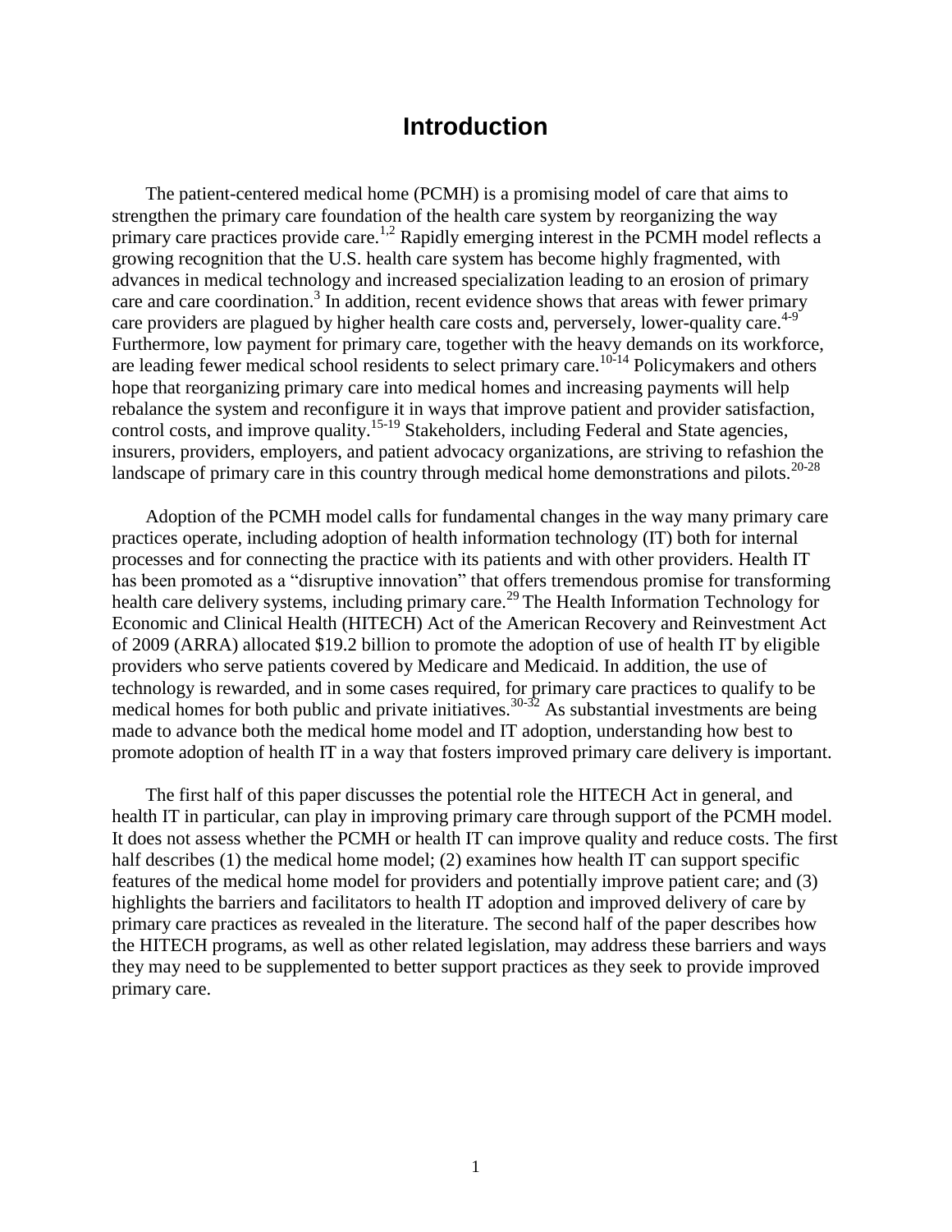# Introduction

The patient-centered medical home (PCMH) is a promising model of care that aims to strengthen the primary care foundation of the health care system by reorganizing the way primary care practices provide care.[1,2] Rapidly emerging interest in the PCMH model reflects a growing recognition that the U.S. health care system has become highly fragmented, with advances in medical technology and increased specialization leading to an erosion of primary care and care coordination.[3] In addition, recent evidence shows that areas with fewer primary care providers are plagued by higher health care costs and, perversely, lower-quality care.[4-9] Furthermore, low payment for primary care, together with the heavy demands on its workforce, are leading fewer medical school residents to select primary care.[10-14] Policymakers and others hope that reorganizing primary care into medical homes and increasing payments will help rebalance the system and reconfigure it in ways that improve patient and provider satisfaction, control costs, and improve quality.[15-19] Stakeholders, including Federal and State agencies, insurers, providers, employers, and patient advocacy organizations, are striving to refashion the landscape of primary care in this country through medical home demonstrations and pilots.[20-28]

Adoption of the PCMH model calls for fundamental changes in the way many primary care practices operate, including adoption of health information technology (IT) both for internal processes and for connecting the practice with its patients and with other providers. Health IT has been promoted as a "disruptive innovation" that offers tremendous promise for transforming health care delivery systems, including primary care.[29] The Health Information Technology for Economic and Clinical Health (HITECH) Act of the American Recovery and Reinvestment Act of 2009 (ARRA) allocated $19.2 billion to promote the adoption of use of health IT by eligible providers who serve patients covered by Medicare and Medicaid. In addition, the use of technology is rewarded, and in some cases required, for primary care practices to qualify to be medical homes for both public and private initiatives.[30-32] As substantial investments are being made to advance both the medical home model and IT adoption, understanding how best to promote adoption of health IT in a way that fosters improved primary care delivery is important.

The first half of this paper discusses the potential role the HITECH Act in general, and health IT in particular, can play in improving primary care through support of the PCMH model. It does not assess whether the PCMH or health IT can improve quality and reduce costs. The first half describes (1) the medical home model; (2) examines how health IT can support specific features of the medical home model for providers and potentially improve patient care; and (3) highlights the barriers and facilitators to health IT adoption and improved delivery of care by primary care practices as revealed in the literature. The second half of the paper describes how the HITECH programs, as well as other related legislation, may address these barriers and ways they may need to be supplemented to better support practices as they seek to provide improved primary care.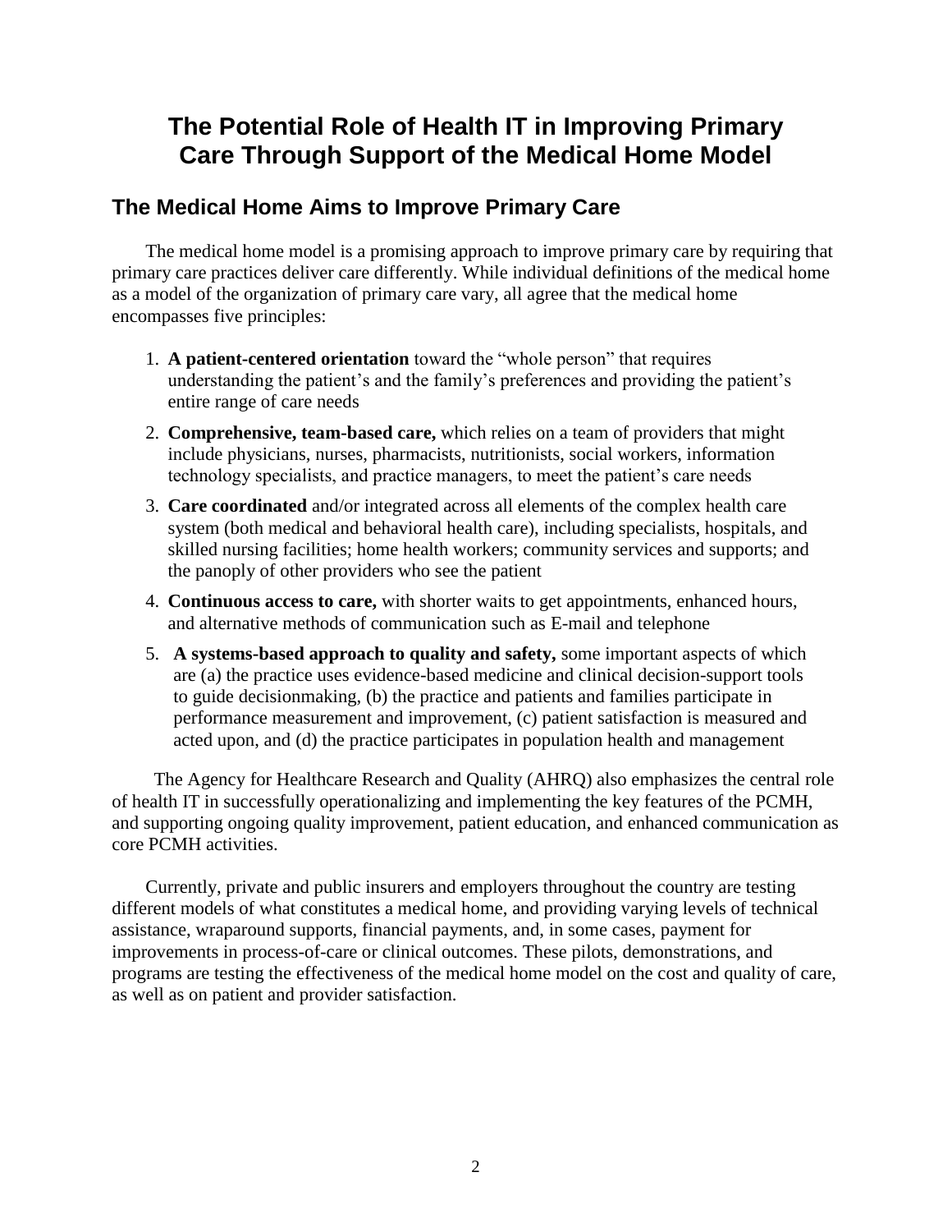# The Potential Role of Health IT in Improving Primary Care Through Support of the Medical Home Model

## The Medical Home Aims to Improve Primary Care

The medical home model is a promising approach to improve primary care by requiring that primary care practices deliver care differently. While individual definitions of the medical home as a model of the organization of primary care vary, all agree that the medical home encompasses five principles:

1. **A patient-centered orientation** toward the "whole person" that requires understanding the patient's and the family's preferences and providing the patient's entire range of care needs
2. **Comprehensive, team-based care,** which relies on a team of providers that might include physicians, nurses, pharmacists, nutritionists, social workers, information technology specialists, and practice managers, to meet the patient's care needs
3. **Care coordinated** and/or integrated across all elements of the complex health care system (both medical and behavioral health care), including specialists, hospitals, and skilled nursing facilities; home health workers; community services and supports; and the panoply of other providers who see the patient
4. **Continuous access to care,** with shorter waits to get appointments, enhanced hours, and alternative methods of communication such as E-mail and telephone
5. **A systems-based approach to quality and safety,** some important aspects of which are (a) the practice uses evidence-based medicine and clinical decision-support tools to guide decisionmaking, (b) the practice and patients and families participate in performance measurement and improvement, (c) patient satisfaction is measured and acted upon, and (d) the practice participates in population health and management

The Agency for Healthcare Research and Quality (AHRQ) also emphasizes the central role of health IT in successfully operationalizing and implementing the key features of the PCMH, and supporting ongoing quality improvement, patient education, and enhanced communication as core PCMH activities.

Currently, private and public insurers and employers throughout the country are testing different models of what constitutes a medical home, and providing varying levels of technical assistance, wraparound supports, financial payments, and, in some cases, payment for improvements in process-of-care or clinical outcomes. These pilots, demonstrations, and programs are testing the effectiveness of the medical home model on the cost and quality of care, as well as on patient and provider satisfaction.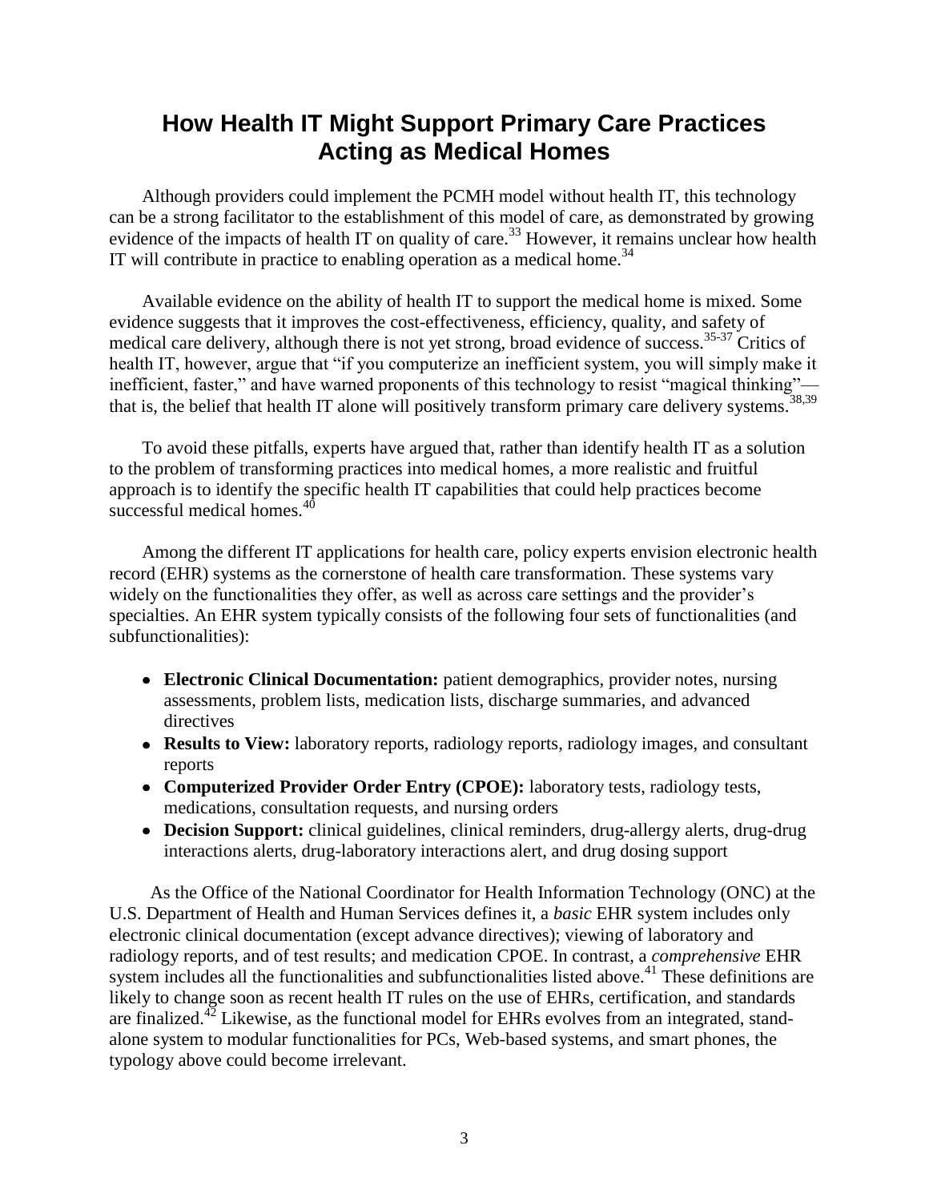# How Health IT Might Support Primary Care Practices Acting as Medical Homes

Although providers could implement the PCMH model without health IT, this technology can be a strong facilitator to the establishment of this model of care, as demonstrated by growing evidence of the impacts of health IT on quality of care.[33] However, it remains unclear how health IT will contribute in practice to enabling operation as a medical home.[34]

Available evidence on the ability of health IT to support the medical home is mixed. Some evidence suggests that it improves the cost-effectiveness, efficiency, quality, and safety of medical care delivery, although there is not yet strong, broad evidence of success.[35-37] Critics of health IT, however, argue that "if you computerize an inefficient system, you will simply make it inefficient, faster," and have warned proponents of this technology to resist "magical thinking"—that is, the belief that health IT alone will positively transform primary care delivery systems.[38,39]

To avoid these pitfalls, experts have argued that, rather than identify health IT as a solution to the problem of transforming practices into medical homes, a more realistic and fruitful approach is to identify the specific health IT capabilities that could help practices become successful medical homes.[40]

Among the different IT applications for health care, policy experts envision electronic health record (EHR) systems as the cornerstone of health care transformation. These systems vary widely on the functionalities they offer, as well as across care settings and the provider's specialties. An EHR system typically consists of the following four sets of functionalities (and subfunctionalities):

- **Electronic Clinical Documentation:** patient demographics, provider notes, nursing assessments, problem lists, medication lists, discharge summaries, and advanced directives
- **Results to View:** laboratory reports, radiology reports, radiology images, and consultant reports
- **Computerized Provider Order Entry (CPOE):** laboratory tests, radiology tests, medications, consultation requests, and nursing orders
- **Decision Support:** clinical guidelines, clinical reminders, drug-allergy alerts, drug-drug interactions alerts, drug-laboratory interactions alert, and drug dosing support

As the Office of the National Coordinator for Health Information Technology (ONC) at the U.S. Department of Health and Human Services defines it, a *basic* EHR system includes only electronic clinical documentation (except advance directives); viewing of laboratory and radiology reports, and of test results; and medication CPOE. In contrast, a *comprehensive* EHR system includes all the functionalities and subfunctionalities listed above.[41] These definitions are likely to change soon as recent health IT rules on the use of EHRs, certification, and standards are finalized.[42] Likewise, as the functional model for EHRs evolves from an integrated, stand-alone system to modular functionalities for PCs, Web-based systems, and smart phones, the typology above could become irrelevant.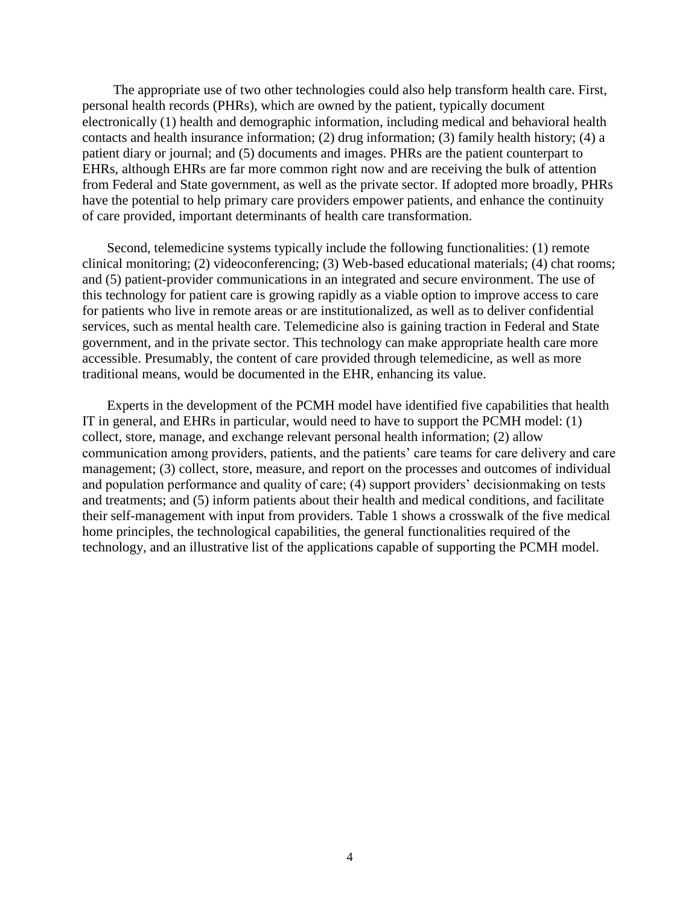The appropriate use of two other technologies could also help transform health care. First, personal health records (PHRs), which are owned by the patient, typically document electronically (1) health and demographic information, including medical and behavioral health contacts and health insurance information; (2) drug information; (3) family health history; (4) a patient diary or journal; and (5) documents and images. PHRs are the patient counterpart to EHRs, although EHRs are far more common right now and are receiving the bulk of attention from Federal and State government, as well as the private sector. If adopted more broadly, PHRs have the potential to help primary care providers empower patients, and enhance the continuity of care provided, important determinants of health care transformation.

Second, telemedicine systems typically include the following functionalities: (1) remote clinical monitoring; (2) videoconferencing; (3) Web-based educational materials; (4) chat rooms; and (5) patient-provider communications in an integrated and secure environment. The use of this technology for patient care is growing rapidly as a viable option to improve access to care for patients who live in remote areas or are institutionalized, as well as to deliver confidential services, such as mental health care. Telemedicine also is gaining traction in Federal and State government, and in the private sector. This technology can make appropriate health care more accessible. Presumably, the content of care provided through telemedicine, as well as more traditional means, would be documented in the EHR, enhancing its value.

Experts in the development of the PCMH model have identified five capabilities that health IT in general, and EHRs in particular, would need to have to support the PCMH model: (1) collect, store, manage, and exchange relevant personal health information; (2) allow communication among providers, patients, and the patients' care teams for care delivery and care management; (3) collect, store, measure, and report on the processes and outcomes of individual and population performance and quality of care; (4) support providers' decisionmaking on tests and treatments; and (5) inform patients about their health and medical conditions, and facilitate their self-management with input from providers. Table 1 shows a crosswalk of the five medical home principles, the technological capabilities, the general functionalities required of the technology, and an illustrative list of the applications capable of supporting the PCMH model.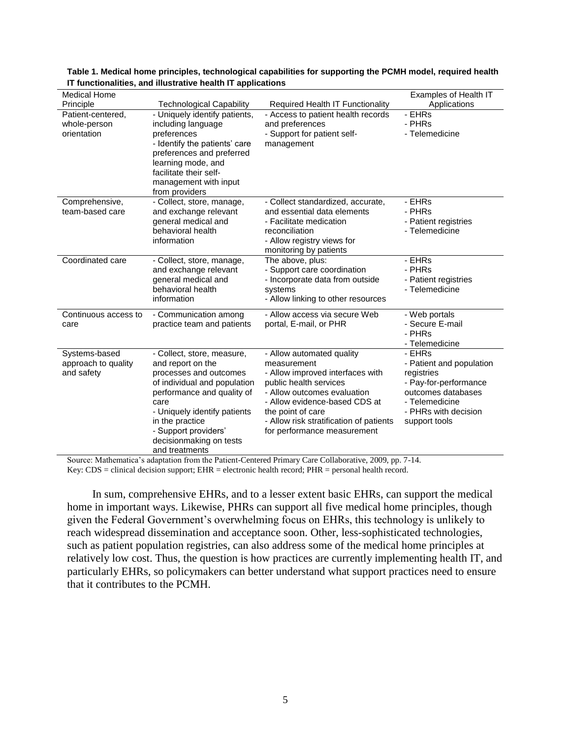**Table 1. Medical home principles, technological capabilities for supporting the PCMH model, required health IT functionalities, and illustrative health IT applications**

| Medical Home Principle | Technological Capability | Required Health IT Functionality | Examples of Health IT Applications |
|---|---|---|---|
| Patient-centered, whole-person orientation | - Uniquely identify patients, including language preferences<br>- Identify the patients' care preferences and preferred learning mode, and facilitate their self-management with input from providers | - Access to patient health records and preferences<br>- Support for patient self-management | - EHRs<br>- PHRs<br>- Telemedicine |
| Comprehensive, team-based care | - Collect, store, manage, and exchange relevant general medical and behavioral health information | - Collect standardized, accurate, and essential data elements<br>- Facilitate medication reconciliation<br>- Allow registry views for monitoring by patients | - EHRs<br>- PHRs<br>- Patient registries<br>- Telemedicine |
| Coordinated care | - Collect, store, manage, and exchange relevant general medical and behavioral health information | The above, plus:<br>- Support care coordination<br>- Incorporate data from outside systems<br>- Allow linking to other resources | - EHRs<br>- PHRs<br>- Patient registries<br>- Telemedicine |
| Continuous access to care | - Communication among practice team and patients | - Allow access via secure Web portal, E-mail, or PHR | - Web portals<br>- Secure E-mail<br>- PHRs<br>- Telemedicine |
| Systems-based approach to quality and safety | - Collect, store, measure, and report on the processes and outcomes of individual and population performance and quality of care<br>- Uniquely identify patients in the practice<br>- Support providers' decisionmaking on tests and treatments | - Allow automated quality measurement<br>- Allow improved interfaces with public health services<br>- Allow outcomes evaluation<br>- Allow evidence-based CDS at the point of care<br>- Allow risk stratification of patients for performance measurement | - EHRs<br>- Patient and population registries<br>- Pay-for-performance outcomes databases<br>- Telemedicine<br>- PHRs with decision support tools |

Source: Mathematica's adaptation from the Patient-Centered Primary Care Collaborative, 2009, pp. 7-14.
Key: CDS = clinical decision support; EHR = electronic health record; PHR = personal health record.

In sum, comprehensive EHRs, and to a lesser extent basic EHRs, can support the medical home in important ways. Likewise, PHRs can support all five medical home principles, though given the Federal Government's overwhelming focus on EHRs, this technology is unlikely to reach widespread dissemination and acceptance soon. Other, less-sophisticated technologies, such as patient population registries, can also address some of the medical home principles at relatively low cost. Thus, the question is how practices are currently implementing health IT, and particularly EHRs, so policymakers can better understand what support practices need to ensure that it contributes to the PCMH.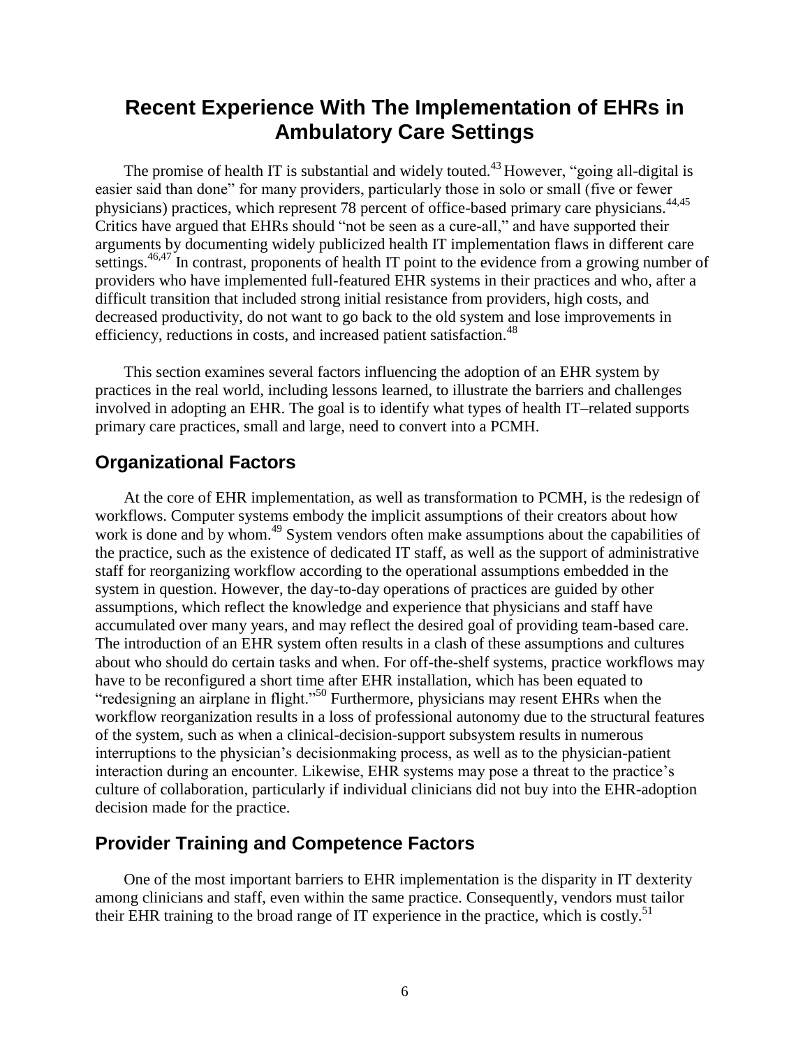## Recent Experience With The Implementation of EHRs in Ambulatory Care Settings

The promise of health IT is substantial and widely touted.[43] However, "going all-digital is easier said than done" for many providers, particularly those in solo or small (five or fewer physicians) practices, which represent 78 percent of office-based primary care physicians.[44,45] Critics have argued that EHRs should "not be seen as a cure-all," and have supported their arguments by documenting widely publicized health IT implementation flaws in different care settings.[46,47] In contrast, proponents of health IT point to the evidence from a growing number of providers who have implemented full-featured EHR systems in their practices and who, after a difficult transition that included strong initial resistance from providers, high costs, and decreased productivity, do not want to go back to the old system and lose improvements in efficiency, reductions in costs, and increased patient satisfaction.[48]

This section examines several factors influencing the adoption of an EHR system by practices in the real world, including lessons learned, to illustrate the barriers and challenges involved in adopting an EHR. The goal is to identify what types of health IT–related supports primary care practices, small and large, need to convert into a PCMH.

### Organizational Factors

At the core of EHR implementation, as well as transformation to PCMH, is the redesign of workflows. Computer systems embody the implicit assumptions of their creators about how work is done and by whom.[49] System vendors often make assumptions about the capabilities of the practice, such as the existence of dedicated IT staff, as well as the support of administrative staff for reorganizing workflow according to the operational assumptions embedded in the system in question. However, the day-to-day operations of practices are guided by other assumptions, which reflect the knowledge and experience that physicians and staff have accumulated over many years, and may reflect the desired goal of providing team-based care. The introduction of an EHR system often results in a clash of these assumptions and cultures about who should do certain tasks and when. For off-the-shelf systems, practice workflows may have to be reconfigured a short time after EHR installation, which has been equated to "redesigning an airplane in flight."[50] Furthermore, physicians may resent EHRs when the workflow reorganization results in a loss of professional autonomy due to the structural features of the system, such as when a clinical-decision-support subsystem results in numerous interruptions to the physician's decisionmaking process, as well as to the physician-patient interaction during an encounter. Likewise, EHR systems may pose a threat to the practice's culture of collaboration, particularly if individual clinicians did not buy into the EHR-adoption decision made for the practice.

### Provider Training and Competence Factors

One of the most important barriers to EHR implementation is the disparity in IT dexterity among clinicians and staff, even within the same practice. Consequently, vendors must tailor their EHR training to the broad range of IT experience in the practice, which is costly.[51]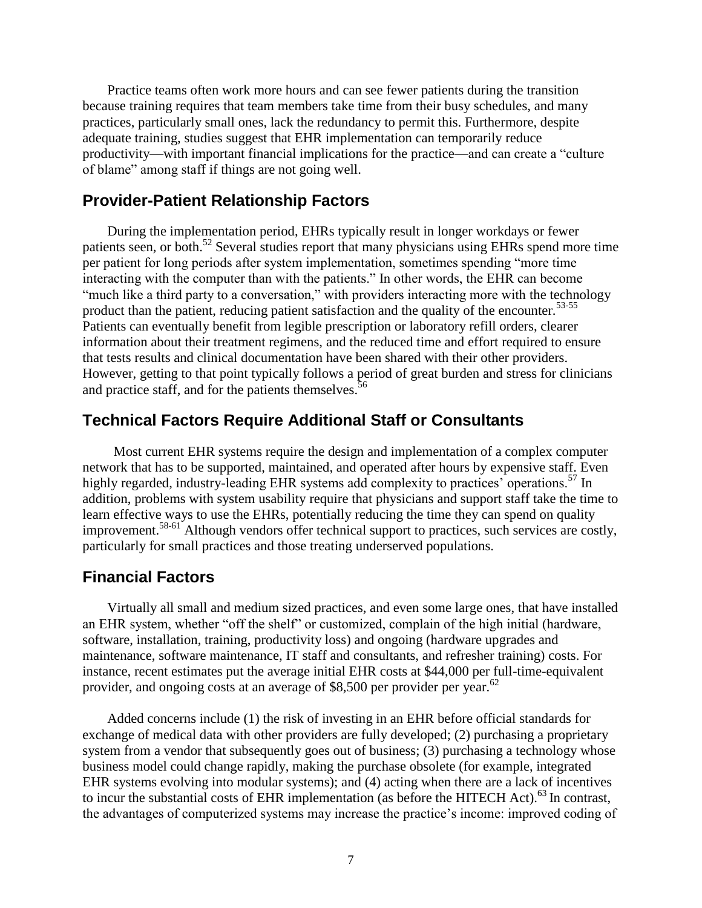Practice teams often work more hours and can see fewer patients during the transition because training requires that team members take time from their busy schedules, and many practices, particularly small ones, lack the redundancy to permit this. Furthermore, despite adequate training, studies suggest that EHR implementation can temporarily reduce productivity—with important financial implications for the practice—and can create a "culture of blame" among staff if things are not going well.

## Provider-Patient Relationship Factors

During the implementation period, EHRs typically result in longer workdays or fewer patients seen, or both.[52] Several studies report that many physicians using EHRs spend more time per patient for long periods after system implementation, sometimes spending "more time interacting with the computer than with the patients." In other words, the EHR can become "much like a third party to a conversation," with providers interacting more with the technology product than the patient, reducing patient satisfaction and the quality of the encounter.[53-55] Patients can eventually benefit from legible prescription or laboratory refill orders, clearer information about their treatment regimens, and the reduced time and effort required to ensure that tests results and clinical documentation have been shared with their other providers. However, getting to that point typically follows a period of great burden and stress for clinicians and practice staff, and for the patients themselves.[56]

## Technical Factors Require Additional Staff or Consultants

Most current EHR systems require the design and implementation of a complex computer network that has to be supported, maintained, and operated after hours by expensive staff. Even highly regarded, industry-leading EHR systems add complexity to practices' operations.[57] In addition, problems with system usability require that physicians and support staff take the time to learn effective ways to use the EHRs, potentially reducing the time they can spend on quality improvement.[58-61] Although vendors offer technical support to practices, such services are costly, particularly for small practices and those treating underserved populations.

## Financial Factors

Virtually all small and medium sized practices, and even some large ones, that have installed an EHR system, whether "off the shelf" or customized, complain of the high initial (hardware, software, installation, training, productivity loss) and ongoing (hardware upgrades and maintenance, software maintenance, IT staff and consultants, and refresher training) costs. For instance, recent estimates put the average initial EHR costs at $44,000 per full-time-equivalent provider, and ongoing costs at an average of $8,500 per provider per year.[62]

Added concerns include (1) the risk of investing in an EHR before official standards for exchange of medical data with other providers are fully developed; (2) purchasing a proprietary system from a vendor that subsequently goes out of business; (3) purchasing a technology whose business model could change rapidly, making the purchase obsolete (for example, integrated EHR systems evolving into modular systems); and (4) acting when there are a lack of incentives to incur the substantial costs of EHR implementation (as before the HITECH Act).[63] In contrast, the advantages of computerized systems may increase the practice's income: improved coding of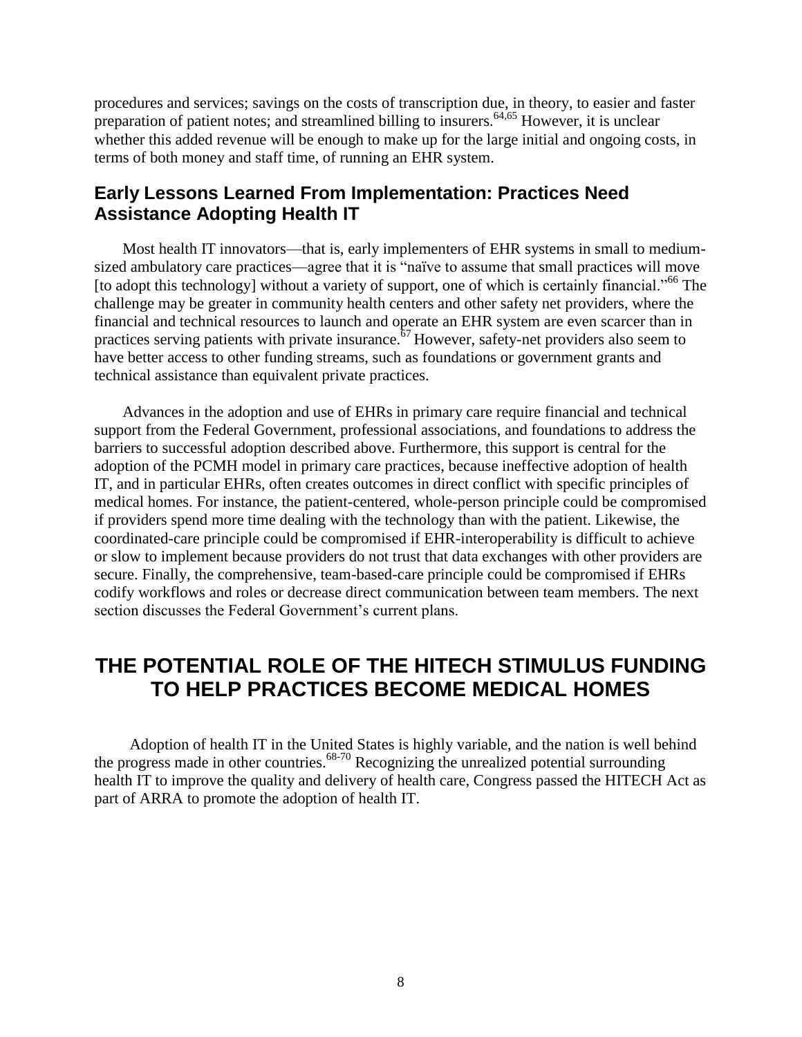procedures and services; savings on the costs of transcription due, in theory, to easier and faster preparation of patient notes; and streamlined billing to insurers.[64,65] However, it is unclear whether this added revenue will be enough to make up for the large initial and ongoing costs, in terms of both money and staff time, of running an EHR system.

### Early Lessons Learned From Implementation: Practices Need Assistance Adopting Health IT

Most health IT innovators—that is, early implementers of EHR systems in small to medium-sized ambulatory care practices—agree that it is "naïve to assume that small practices will move [to adopt this technology] without a variety of support, one of which is certainly financial."[66] The challenge may be greater in community health centers and other safety net providers, where the financial and technical resources to launch and operate an EHR system are even scarcer than in practices serving patients with private insurance.[67] However, safety-net providers also seem to have better access to other funding streams, such as foundations or government grants and technical assistance than equivalent private practices.

Advances in the adoption and use of EHRs in primary care require financial and technical support from the Federal Government, professional associations, and foundations to address the barriers to successful adoption described above. Furthermore, this support is central for the adoption of the PCMH model in primary care practices, because ineffective adoption of health IT, and in particular EHRs, often creates outcomes in direct conflict with specific principles of medical homes. For instance, the patient-centered, whole-person principle could be compromised if providers spend more time dealing with the technology than with the patient. Likewise, the coordinated-care principle could be compromised if EHR-interoperability is difficult to achieve or slow to implement because providers do not trust that data exchanges with other providers are secure. Finally, the comprehensive, team-based-care principle could be compromised if EHRs codify workflows and roles or decrease direct communication between team members. The next section discusses the Federal Government's current plans.

## THE POTENTIAL ROLE OF THE HITECH STIMULUS FUNDING TO HELP PRACTICES BECOME MEDICAL HOMES

Adoption of health IT in the United States is highly variable, and the nation is well behind the progress made in other countries.[68-70] Recognizing the unrealized potential surrounding health IT to improve the quality and delivery of health care, Congress passed the HITECH Act as part of ARRA to promote the adoption of health IT.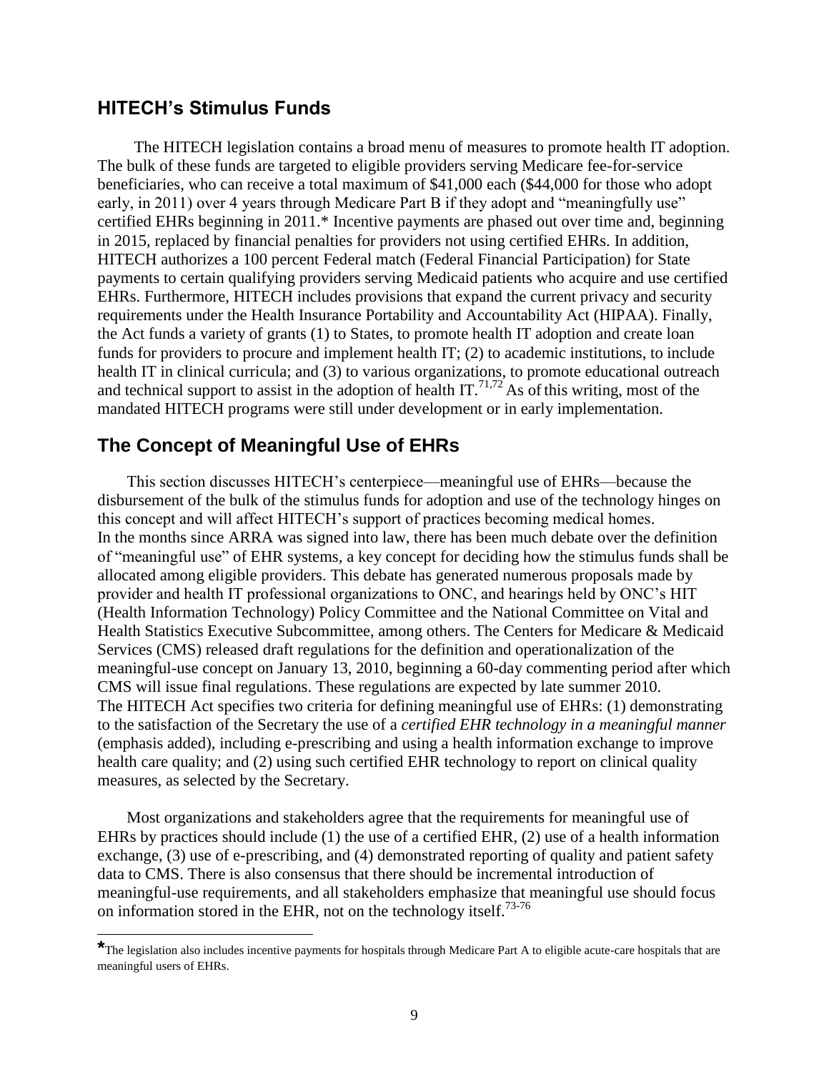## HITECH's Stimulus Funds

The HITECH legislation contains a broad menu of measures to promote health IT adoption. The bulk of these funds are targeted to eligible providers serving Medicare fee-for-service beneficiaries, who can receive a total maximum of $41,000 each ($44,000 for those who adopt early, in 2011) over 4 years through Medicare Part B if they adopt and "meaningfully use" certified EHRs beginning in 2011.* Incentive payments are phased out over time and, beginning in 2015, replaced by financial penalties for providers not using certified EHRs. In addition, HITECH authorizes a 100 percent Federal match (Federal Financial Participation) for State payments to certain qualifying providers serving Medicaid patients who acquire and use certified EHRs. Furthermore, HITECH includes provisions that expand the current privacy and security requirements under the Health Insurance Portability and Accountability Act (HIPAA). Finally, the Act funds a variety of grants (1) to States, to promote health IT adoption and create loan funds for providers to procure and implement health IT; (2) to academic institutions, to include health IT in clinical curricula; and (3) to various organizations, to promote educational outreach and technical support to assist in the adoption of health IT.[71,72] As of this writing, most of the mandated HITECH programs were still under development or in early implementation.

## The Concept of Meaningful Use of EHRs

This section discusses HITECH's centerpiece—meaningful use of EHRs—because the disbursement of the bulk of the stimulus funds for adoption and use of the technology hinges on this concept and will affect HITECH's support of practices becoming medical homes.

In the months since ARRA was signed into law, there has been much debate over the definition of "meaningful use" of EHR systems, a key concept for deciding how the stimulus funds shall be allocated among eligible providers. This debate has generated numerous proposals made by provider and health IT professional organizations to ONC, and hearings held by ONC's HIT (Health Information Technology) Policy Committee and the National Committee on Vital and Health Statistics Executive Subcommittee, among others. The Centers for Medicare & Medicaid Services (CMS) released draft regulations for the definition and operationalization of the meaningful-use concept on January 13, 2010, beginning a 60-day commenting period after which CMS will issue final regulations. These regulations are expected by late summer 2010.

The HITECH Act specifies two criteria for defining meaningful use of EHRs: (1) demonstrating to the satisfaction of the Secretary the use of a *certified EHR technology in a meaningful manner* (emphasis added), including e-prescribing and using a health information exchange to improve health care quality; and (2) using such certified EHR technology to report on clinical quality measures, as selected by the Secretary.

Most organizations and stakeholders agree that the requirements for meaningful use of EHRs by practices should include (1) the use of a certified EHR, (2) use of a health information exchange, (3) use of e-prescribing, and (4) demonstrated reporting of quality and patient safety data to CMS. There is also consensus that there should be incremental introduction of meaningful-use requirements, and all stakeholders emphasize that meaningful use should focus on information stored in the EHR, not on the technology itself.[73-76]

---

*The legislation also includes incentive payments for hospitals through Medicare Part A to eligible acute-care hospitals that are meaningful users of EHRs.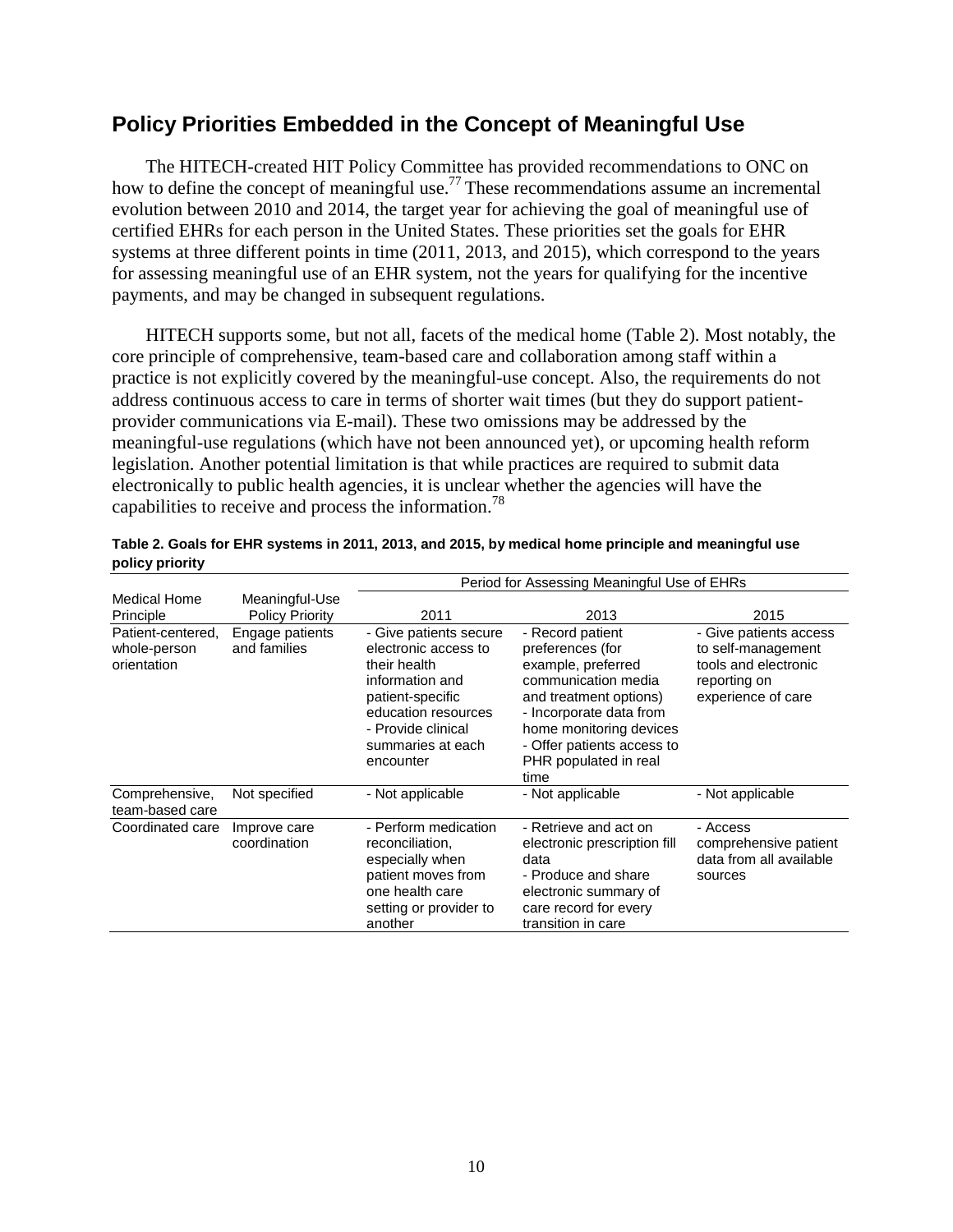## Policy Priorities Embedded in the Concept of Meaningful Use

The HITECH-created HIT Policy Committee has provided recommendations to ONC on how to define the concept of meaningful use.[77] These recommendations assume an incremental evolution between 2010 and 2014, the target year for achieving the goal of meaningful use of certified EHRs for each person in the United States. These priorities set the goals for EHR systems at three different points in time (2011, 2013, and 2015), which correspond to the years for assessing meaningful use of an EHR system, not the years for qualifying for the incentive payments, and may be changed in subsequent regulations.

HITECH supports some, but not all, facets of the medical home (Table 2). Most notably, the core principle of comprehensive, team-based care and collaboration among staff within a practice is not explicitly covered by the meaningful-use concept. Also, the requirements do not address continuous access to care in terms of shorter wait times (but they do support patient-provider communications via E-mail). These two omissions may be addressed by the meaningful-use regulations (which have not been announced yet), or upcoming health reform legislation. Another potential limitation is that while practices are required to submit data electronically to public health agencies, it is unclear whether the agencies will have the capabilities to receive and process the information.[78]

**Table 2. Goals for EHR systems in 2011, 2013, and 2015, by medical home principle and meaningful use policy priority**

| Medical Home Principle | Meaningful-Use Policy Priority | Period for Assessing Meaningful Use of EHRs: 2011 | 2013 | 2015 |
|---|---|---|---|---|
| Patient-centered, whole-person orientation | Engage patients and families | - Give patients secure electronic access to their health information and patient-specific education resources<br>- Provide clinical summaries at each encounter | - Record patient preferences (for example, preferred communication media and treatment options)<br>- Incorporate data from home monitoring devices<br>- Offer patients access to PHR populated in real time | - Give patients access to self-management tools and electronic reporting on experience of care |
| Comprehensive, team-based care | Not specified | - Not applicable | - Not applicable | - Not applicable |
| Coordinated care | Improve care coordination | - Perform medication reconciliation, especially when patient moves from one health care setting or provider to another | - Retrieve and act on electronic prescription fill data<br>- Produce and share electronic summary of care record for every transition in care | - Access comprehensive patient data from all available sources |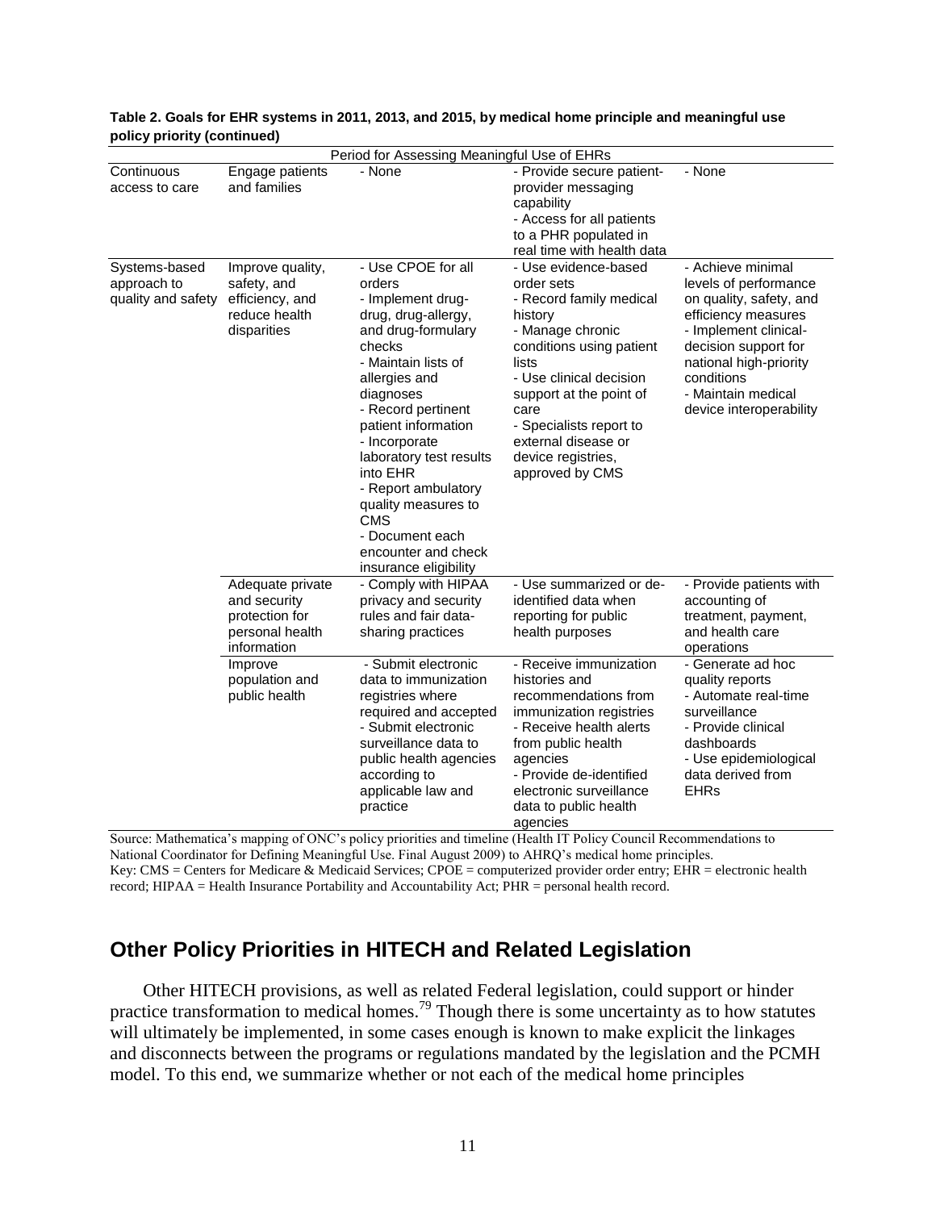**Table 2. Goals for EHR systems in 2011, 2013, and 2015, by medical home principle and meaningful use policy priority (continued)**

| Period for Assessing Meaningful Use of EHRs | | | | |
|---|---|---|---|---|
| Continuous access to care | Engage patients and families | - None | - Provide secure patient-provider messaging capability<br>- Access for all patients to a PHR populated in real time with health data | - None |
| Systems-based approach to quality and safety | Improve quality, safety, and efficiency, and reduce health disparities | - Use CPOE for all orders<br>- Implement drug-drug, drug-allergy, and drug-formulary checks<br>- Maintain lists of allergies and diagnoses<br>- Record pertinent patient information<br>- Incorporate laboratory test results into EHR<br>- Report ambulatory quality measures to CMS<br>- Document each encounter and check insurance eligibility | - Use evidence-based order sets<br>- Record family medical history<br>- Manage chronic conditions using patient lists<br>- Use clinical decision support at the point of care<br>- Specialists report to external disease or device registries, approved by CMS | - Achieve minimal levels of performance on quality, safety, and efficiency measures<br>- Implement clinical-decision support for national high-priority conditions<br>- Maintain medical device interoperability |
| | Adequate private and security protection for personal health information | - Comply with HIPAA privacy and security rules and fair data-sharing practices | - Use summarized or de-identified data when reporting for public health purposes | - Provide patients with accounting of treatment, payment, and health care operations |
| | Improve population and public health | - Submit electronic data to immunization registries where required and accepted<br>- Submit electronic surveillance data to public health agencies according to applicable law and practice | - Receive immunization histories and recommendations from immunization registries<br>- Receive health alerts from public health agencies<br>- Provide de-identified electronic surveillance data to public health agencies | - Generate ad hoc quality reports<br>- Automate real-time surveillance<br>- Provide clinical dashboards<br>- Use epidemiological data derived from EHRs |

Source: Mathematica's mapping of ONC's policy priorities and timeline (Health IT Policy Council Recommendations to National Coordinator for Defining Meaningful Use. Final August 2009) to AHRQ's medical home principles.
Key: CMS = Centers for Medicare & Medicaid Services; CPOE = computerized provider order entry; EHR = electronic health record; HIPAA = Health Insurance Portability and Accountability Act; PHR = personal health record.

## Other Policy Priorities in HITECH and Related Legislation

Other HITECH provisions, as well as related Federal legislation, could support or hinder practice transformation to medical homes.[79] Though there is some uncertainty as to how statutes will ultimately be implemented, in some cases enough is known to make explicit the linkages and disconnects between the programs or regulations mandated by the legislation and the PCMH model. To this end, we summarize whether or not each of the medical home principles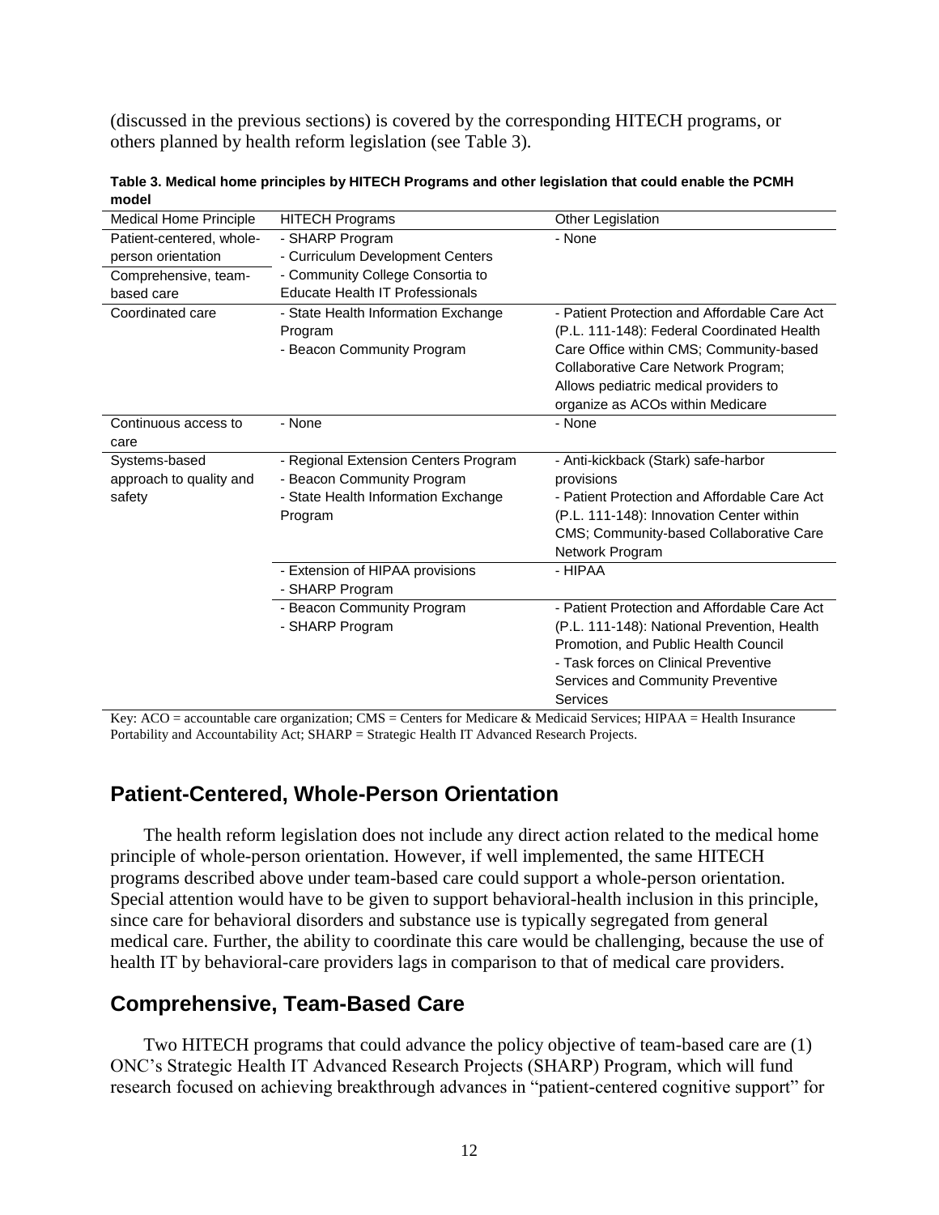(discussed in the previous sections) is covered by the corresponding HITECH programs, or others planned by health reform legislation (see Table 3).

**Table 3. Medical home principles by HITECH Programs and other legislation that could enable the PCMH model**

| Medical Home Principle | HITECH Programs | Other Legislation |
|---|---|---|
| Patient-centered, whole-person orientation<br>Comprehensive, team-based care | - SHARP Program<br>- Curriculum Development Centers<br>- Community College Consortia to Educate Health IT Professionals | - None |
| Coordinated care | - State Health Information Exchange Program<br>- Beacon Community Program | - Patient Protection and Affordable Care Act (P.L. 111-148): Federal Coordinated Health Care Office within CMS; Community-based Collaborative Care Network Program; Allows pediatric medical providers to organize as ACOs within Medicare |
| Continuous access to care | - None | - None |
| Systems-based approach to quality and safety | - Regional Extension Centers Program<br>- Beacon Community Program<br>- State Health Information Exchange Program | - Anti-kickback (Stark) safe-harbor provisions<br>- Patient Protection and Affordable Care Act (P.L. 111-148): Innovation Center within CMS; Community-based Collaborative Care Network Program |
| | - Extension of HIPAA provisions<br>- SHARP Program | - HIPAA |
| | - Beacon Community Program<br>- SHARP Program | - Patient Protection and Affordable Care Act (P.L. 111-148): National Prevention, Health Promotion, and Public Health Council<br>- Task forces on Clinical Preventive Services and Community Preventive Services |

Key: ACO = accountable care organization; CMS = Centers for Medicare & Medicaid Services; HIPAA = Health Insurance Portability and Accountability Act; SHARP = Strategic Health IT Advanced Research Projects.

## Patient-Centered, Whole-Person Orientation

The health reform legislation does not include any direct action related to the medical home principle of whole-person orientation. However, if well implemented, the same HITECH programs described above under team-based care could support a whole-person orientation. Special attention would have to be given to support behavioral-health inclusion in this principle, since care for behavioral disorders and substance use is typically segregated from general medical care. Further, the ability to coordinate this care would be challenging, because the use of health IT by behavioral-care providers lags in comparison to that of medical care providers.

## Comprehensive, Team-Based Care

Two HITECH programs that could advance the policy objective of team-based care are (1) ONC's Strategic Health IT Advanced Research Projects (SHARP) Program, which will fund research focused on achieving breakthrough advances in "patient-centered cognitive support" for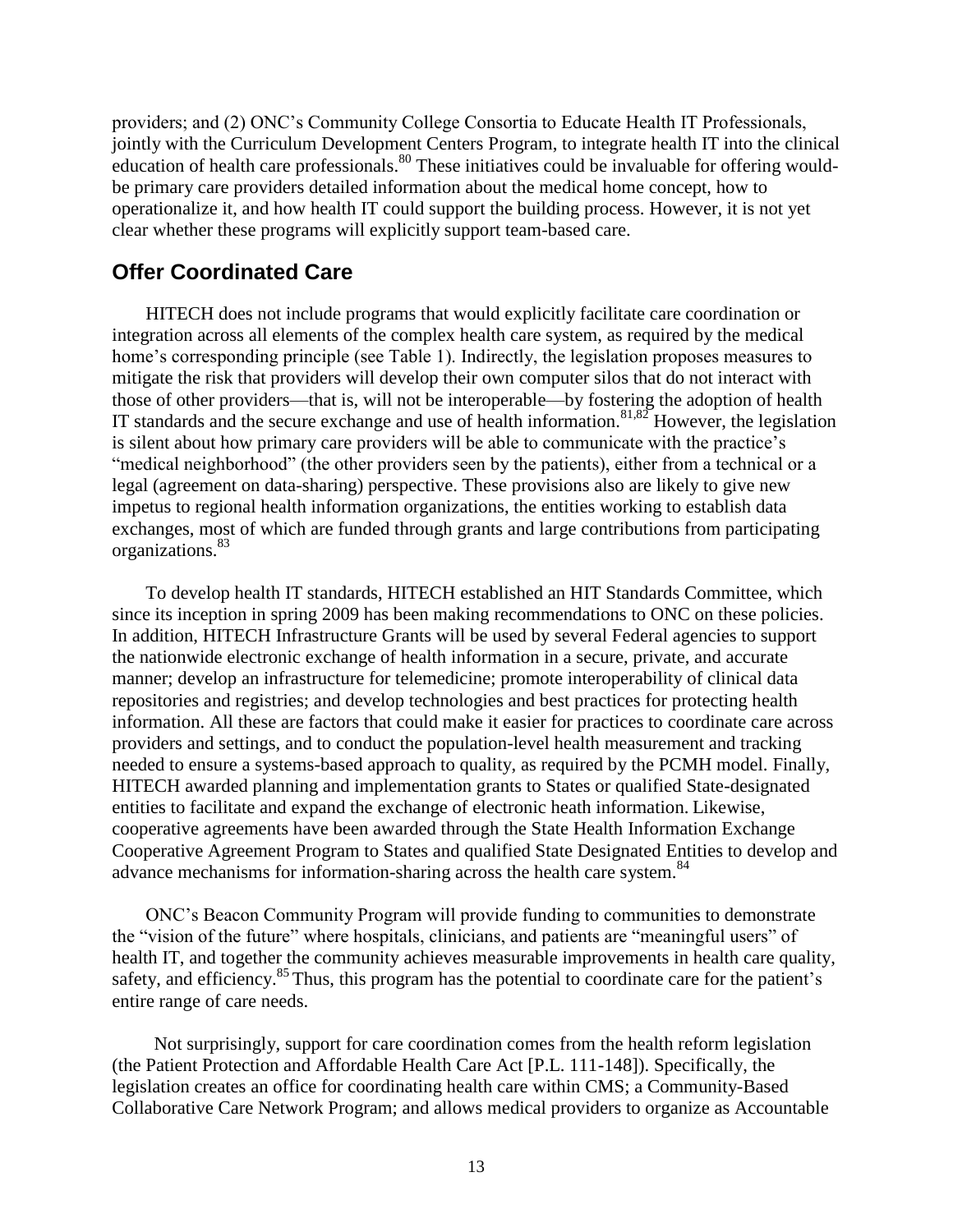providers; and (2) ONC's Community College Consortia to Educate Health IT Professionals, jointly with the Curriculum Development Centers Program, to integrate health IT into the clinical education of health care professionals.[80] These initiatives could be invaluable for offering would-be primary care providers detailed information about the medical home concept, how to operationalize it, and how health IT could support the building process. However, it is not yet clear whether these programs will explicitly support team-based care.

## Offer Coordinated Care

HITECH does not include programs that would explicitly facilitate care coordination or integration across all elements of the complex health care system, as required by the medical home's corresponding principle (see Table 1). Indirectly, the legislation proposes measures to mitigate the risk that providers will develop their own computer silos that do not interact with those of other providers—that is, will not be interoperable—by fostering the adoption of health IT standards and the secure exchange and use of health information.[81,82] However, the legislation is silent about how primary care providers will be able to communicate with the practice's "medical neighborhood" (the other providers seen by the patients), either from a technical or a legal (agreement on data-sharing) perspective. These provisions also are likely to give new impetus to regional health information organizations, the entities working to establish data exchanges, most of which are funded through grants and large contributions from participating organizations.[83]

To develop health IT standards, HITECH established an HIT Standards Committee, which since its inception in spring 2009 has been making recommendations to ONC on these policies. In addition, HITECH Infrastructure Grants will be used by several Federal agencies to support the nationwide electronic exchange of health information in a secure, private, and accurate manner; develop an infrastructure for telemedicine; promote interoperability of clinical data repositories and registries; and develop technologies and best practices for protecting health information. All these are factors that could make it easier for practices to coordinate care across providers and settings, and to conduct the population-level health measurement and tracking needed to ensure a systems-based approach to quality, as required by the PCMH model. Finally, HITECH awarded planning and implementation grants to States or qualified State-designated entities to facilitate and expand the exchange of electronic heath information. Likewise, cooperative agreements have been awarded through the State Health Information Exchange Cooperative Agreement Program to States and qualified State Designated Entities to develop and advance mechanisms for information-sharing across the health care system.[84]

ONC's Beacon Community Program will provide funding to communities to demonstrate the "vision of the future" where hospitals, clinicians, and patients are "meaningful users" of health IT, and together the community achieves measurable improvements in health care quality, safety, and efficiency.[85] Thus, this program has the potential to coordinate care for the patient's entire range of care needs.

Not surprisingly, support for care coordination comes from the health reform legislation (the Patient Protection and Affordable Health Care Act [P.L. 111-148]). Specifically, the legislation creates an office for coordinating health care within CMS; a Community-Based Collaborative Care Network Program; and allows medical providers to organize as Accountable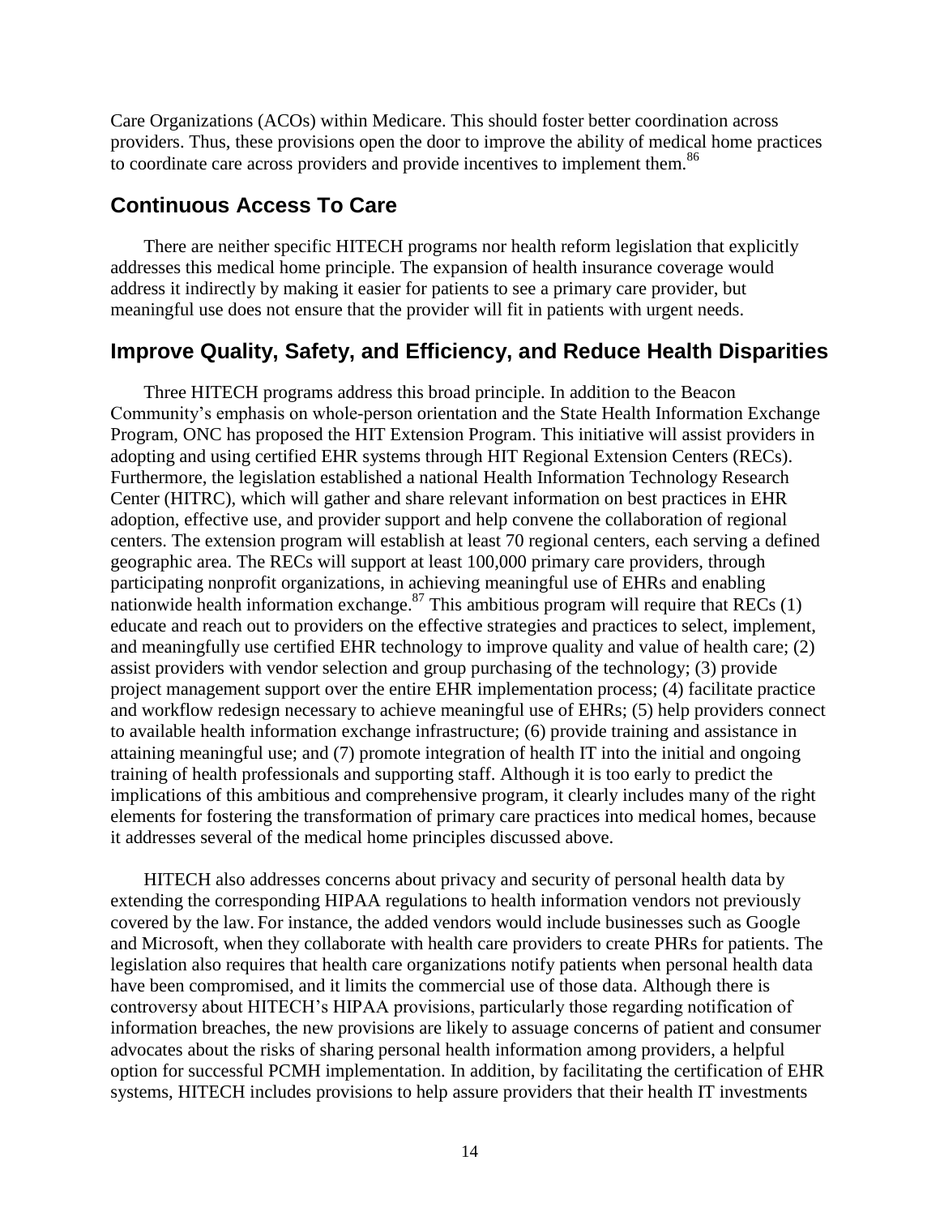Care Organizations (ACOs) within Medicare. This should foster better coordination across providers. Thus, these provisions open the door to improve the ability of medical home practices to coordinate care across providers and provide incentives to implement them.[86]

## Continuous Access To Care

There are neither specific HITECH programs nor health reform legislation that explicitly addresses this medical home principle. The expansion of health insurance coverage would address it indirectly by making it easier for patients to see a primary care provider, but meaningful use does not ensure that the provider will fit in patients with urgent needs.

## Improve Quality, Safety, and Efficiency, and Reduce Health Disparities

Three HITECH programs address this broad principle. In addition to the Beacon Community's emphasis on whole-person orientation and the State Health Information Exchange Program, ONC has proposed the HIT Extension Program. This initiative will assist providers in adopting and using certified EHR systems through HIT Regional Extension Centers (RECs). Furthermore, the legislation established a national Health Information Technology Research Center (HITRC), which will gather and share relevant information on best practices in EHR adoption, effective use, and provider support and help convene the collaboration of regional centers. The extension program will establish at least 70 regional centers, each serving a defined geographic area. The RECs will support at least 100,000 primary care providers, through participating nonprofit organizations, in achieving meaningful use of EHRs and enabling nationwide health information exchange.[87] This ambitious program will require that RECs (1) educate and reach out to providers on the effective strategies and practices to select, implement, and meaningfully use certified EHR technology to improve quality and value of health care; (2) assist providers with vendor selection and group purchasing of the technology; (3) provide project management support over the entire EHR implementation process; (4) facilitate practice and workflow redesign necessary to achieve meaningful use of EHRs; (5) help providers connect to available health information exchange infrastructure; (6) provide training and assistance in attaining meaningful use; and (7) promote integration of health IT into the initial and ongoing training of health professionals and supporting staff. Although it is too early to predict the implications of this ambitious and comprehensive program, it clearly includes many of the right elements for fostering the transformation of primary care practices into medical homes, because it addresses several of the medical home principles discussed above.

HITECH also addresses concerns about privacy and security of personal health data by extending the corresponding HIPAA regulations to health information vendors not previously covered by the law. For instance, the added vendors would include businesses such as Google and Microsoft, when they collaborate with health care providers to create PHRs for patients. The legislation also requires that health care organizations notify patients when personal health data have been compromised, and it limits the commercial use of those data. Although there is controversy about HITECH's HIPAA provisions, particularly those regarding notification of information breaches, the new provisions are likely to assuage concerns of patient and consumer advocates about the risks of sharing personal health information among providers, a helpful option for successful PCMH implementation. In addition, by facilitating the certification of EHR systems, HITECH includes provisions to help assure providers that their health IT investments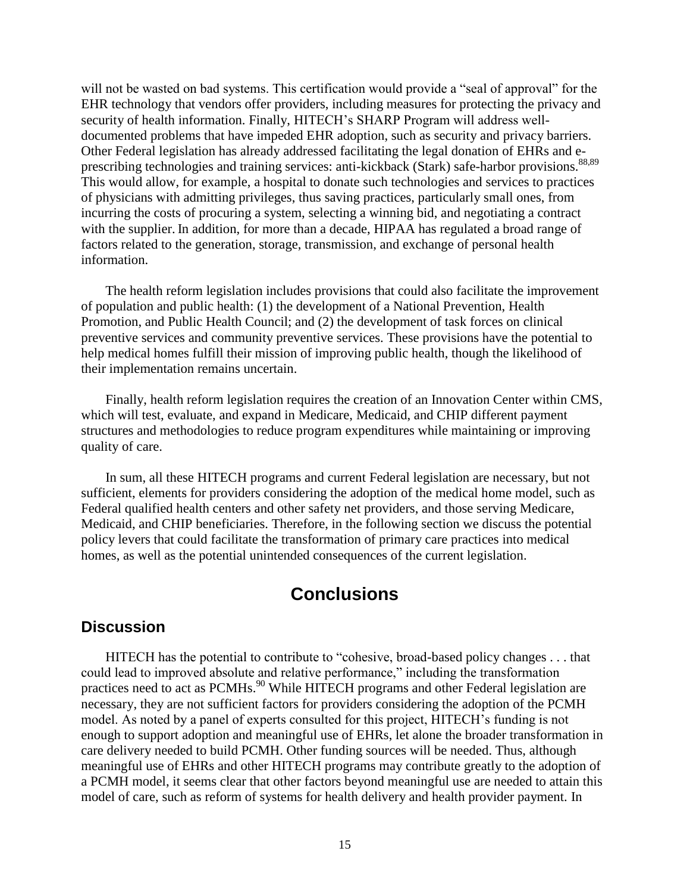will not be wasted on bad systems. This certification would provide a "seal of approval" for the EHR technology that vendors offer providers, including measures for protecting the privacy and security of health information. Finally, HITECH's SHARP Program will address well-documented problems that have impeded EHR adoption, such as security and privacy barriers. Other Federal legislation has already addressed facilitating the legal donation of EHRs and e-prescribing technologies and training services: anti-kickback (Stark) safe-harbor provisions.[88,89] This would allow, for example, a hospital to donate such technologies and services to practices of physicians with admitting privileges, thus saving practices, particularly small ones, from incurring the costs of procuring a system, selecting a winning bid, and negotiating a contract with the supplier. In addition, for more than a decade, HIPAA has regulated a broad range of factors related to the generation, storage, transmission, and exchange of personal health information.

The health reform legislation includes provisions that could also facilitate the improvement of population and public health: (1) the development of a National Prevention, Health Promotion, and Public Health Council; and (2) the development of task forces on clinical preventive services and community preventive services. These provisions have the potential to help medical homes fulfill their mission of improving public health, though the likelihood of their implementation remains uncertain.

Finally, health reform legislation requires the creation of an Innovation Center within CMS, which will test, evaluate, and expand in Medicare, Medicaid, and CHIP different payment structures and methodologies to reduce program expenditures while maintaining or improving quality of care.

In sum, all these HITECH programs and current Federal legislation are necessary, but not sufficient, elements for providers considering the adoption of the medical home model, such as Federal qualified health centers and other safety net providers, and those serving Medicare, Medicaid, and CHIP beneficiaries. Therefore, in the following section we discuss the potential policy levers that could facilitate the transformation of primary care practices into medical homes, as well as the potential unintended consequences of the current legislation.

# Conclusions

## Discussion

HITECH has the potential to contribute to "cohesive, broad-based policy changes . . . that could lead to improved absolute and relative performance," including the transformation practices need to act as PCMHs.[90] While HITECH programs and other Federal legislation are necessary, they are not sufficient factors for providers considering the adoption of the PCMH model. As noted by a panel of experts consulted for this project, HITECH's funding is not enough to support adoption and meaningful use of EHRs, let alone the broader transformation in care delivery needed to build PCMH. Other funding sources will be needed. Thus, although meaningful use of EHRs and other HITECH programs may contribute greatly to the adoption of a PCMH model, it seems clear that other factors beyond meaningful use are needed to attain this model of care, such as reform of systems for health delivery and health provider payment. In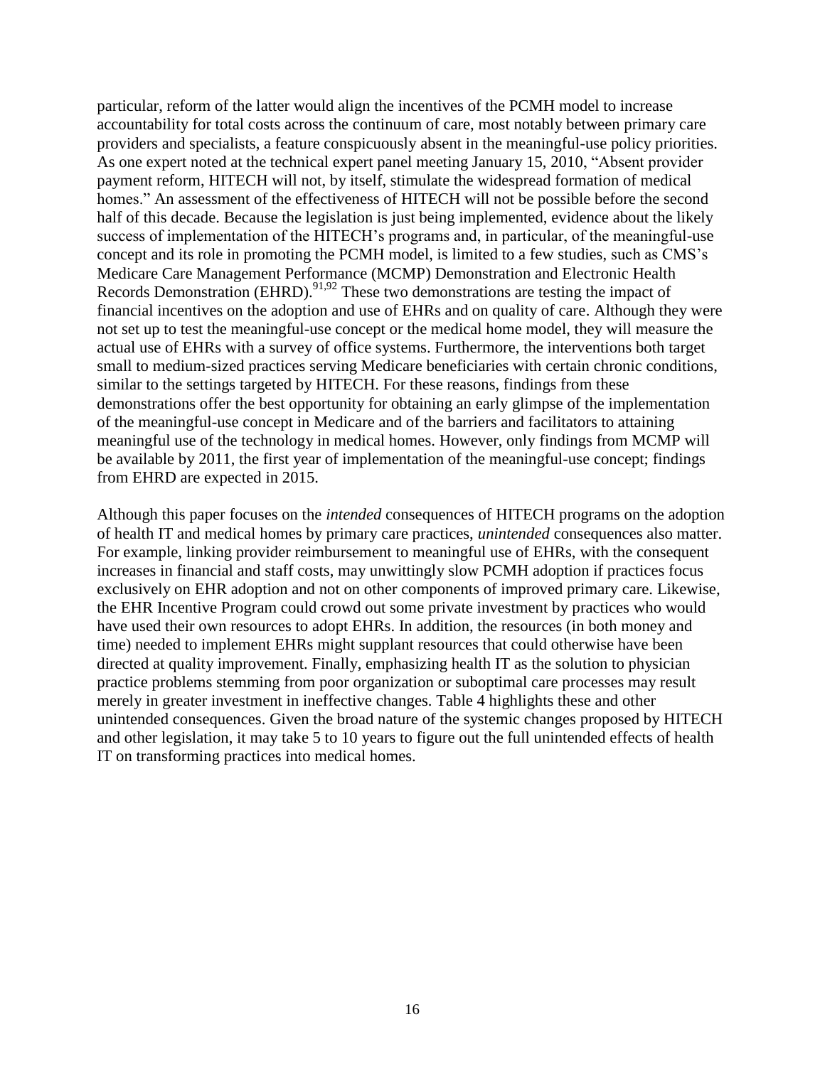particular, reform of the latter would align the incentives of the PCMH model to increase accountability for total costs across the continuum of care, most notably between primary care providers and specialists, a feature conspicuously absent in the meaningful-use policy priorities. As one expert noted at the technical expert panel meeting January 15, 2010, "Absent provider payment reform, HITECH will not, by itself, stimulate the widespread formation of medical homes." An assessment of the effectiveness of HITECH will not be possible before the second half of this decade. Because the legislation is just being implemented, evidence about the likely success of implementation of the HITECH's programs and, in particular, of the meaningful-use concept and its role in promoting the PCMH model, is limited to a few studies, such as CMS's Medicare Care Management Performance (MCMP) Demonstration and Electronic Health Records Demonstration (EHRD).[91,92] These two demonstrations are testing the impact of financial incentives on the adoption and use of EHRs and on quality of care. Although they were not set up to test the meaningful-use concept or the medical home model, they will measure the actual use of EHRs with a survey of office systems. Furthermore, the interventions both target small to medium-sized practices serving Medicare beneficiaries with certain chronic conditions, similar to the settings targeted by HITECH. For these reasons, findings from these demonstrations offer the best opportunity for obtaining an early glimpse of the implementation of the meaningful-use concept in Medicare and of the barriers and facilitators to attaining meaningful use of the technology in medical homes. However, only findings from MCMP will be available by 2011, the first year of implementation of the meaningful-use concept; findings from EHRD are expected in 2015.

Although this paper focuses on the *intended* consequences of HITECH programs on the adoption of health IT and medical homes by primary care practices, *unintended* consequences also matter. For example, linking provider reimbursement to meaningful use of EHRs, with the consequent increases in financial and staff costs, may unwittingly slow PCMH adoption if practices focus exclusively on EHR adoption and not on other components of improved primary care. Likewise, the EHR Incentive Program could crowd out some private investment by practices who would have used their own resources to adopt EHRs. In addition, the resources (in both money and time) needed to implement EHRs might supplant resources that could otherwise have been directed at quality improvement. Finally, emphasizing health IT as the solution to physician practice problems stemming from poor organization or suboptimal care processes may result merely in greater investment in ineffective changes. Table 4 highlights these and other unintended consequences. Given the broad nature of the systemic changes proposed by HITECH and other legislation, it may take 5 to 10 years to figure out the full unintended effects of health IT on transforming practices into medical homes.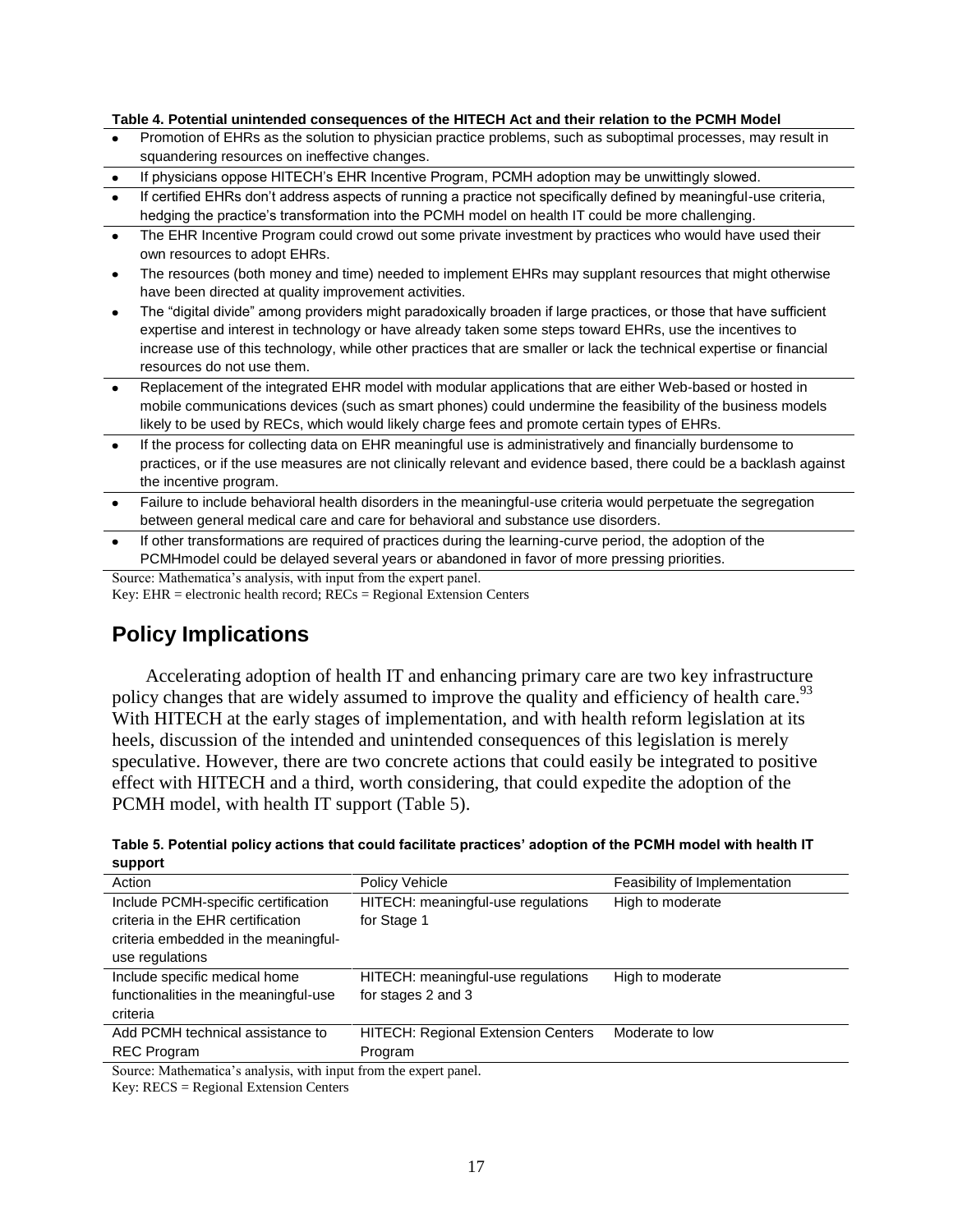**Table 4. Potential unintended consequences of the HITECH Act and their relation to the PCMH Model**

- Promotion of EHRs as the solution to physician practice problems, such as suboptimal processes, may result in squandering resources on ineffective changes.
- If physicians oppose HITECH's EHR Incentive Program, PCMH adoption may be unwittingly slowed.
- If certified EHRs don't address aspects of running a practice not specifically defined by meaningful-use criteria, hedging the practice's transformation into the PCMH model on health IT could be more challenging.
- The EHR Incentive Program could crowd out some private investment by practices who would have used their own resources to adopt EHRs.
- The resources (both money and time) needed to implement EHRs may supplant resources that might otherwise have been directed at quality improvement activities.
- The "digital divide" among providers might paradoxically broaden if large practices, or those that have sufficient expertise and interest in technology or have already taken some steps toward EHRs, use the incentives to increase use of this technology, while other practices that are smaller or lack the technical expertise or financial resources do not use them.
- Replacement of the integrated EHR model with modular applications that are either Web-based or hosted in mobile communications devices (such as smart phones) could undermine the feasibility of the business models likely to be used by RECs, which would likely charge fees and promote certain types of EHRs.
- If the process for collecting data on EHR meaningful use is administratively and financially burdensome to practices, or if the use measures are not clinically relevant and evidence based, there could be a backlash against the incentive program.
- Failure to include behavioral health disorders in the meaningful-use criteria would perpetuate the segregation between general medical care and care for behavioral and substance use disorders.
- If other transformations are required of practices during the learning-curve period, the adoption of the PCMHmodel could be delayed several years or abandoned in favor of more pressing priorities.

Source: Mathematica's analysis, with input from the expert panel.
Key: EHR = electronic health record; RECs = Regional Extension Centers

## Policy Implications

Accelerating adoption of health IT and enhancing primary care are two key infrastructure policy changes that are widely assumed to improve the quality and efficiency of health care.[93] With HITECH at the early stages of implementation, and with health reform legislation at its heels, discussion of the intended and unintended consequences of this legislation is merely speculative. However, there are two concrete actions that could easily be integrated to positive effect with HITECH and a third, worth considering, that could expedite the adoption of the PCMH model, with health IT support (Table 5).

**Table 5. Potential policy actions that could facilitate practices' adoption of the PCMH model with health IT support**

| Action | Policy Vehicle | Feasibility of Implementation |
|---|---|---|
| Include PCMH-specific certification criteria in the EHR certification criteria embedded in the meaningful-use regulations | HITECH: meaningful-use regulations for Stage 1 | High to moderate |
| Include specific medical home functionalities in the meaningful-use criteria | HITECH: meaningful-use regulations for stages 2 and 3 | High to moderate |
| Add PCMH technical assistance to REC Program | HITECH: Regional Extension Centers Program | Moderate to low |

Source: Mathematica's analysis, with input from the expert panel.
Key: RECS = Regional Extension Centers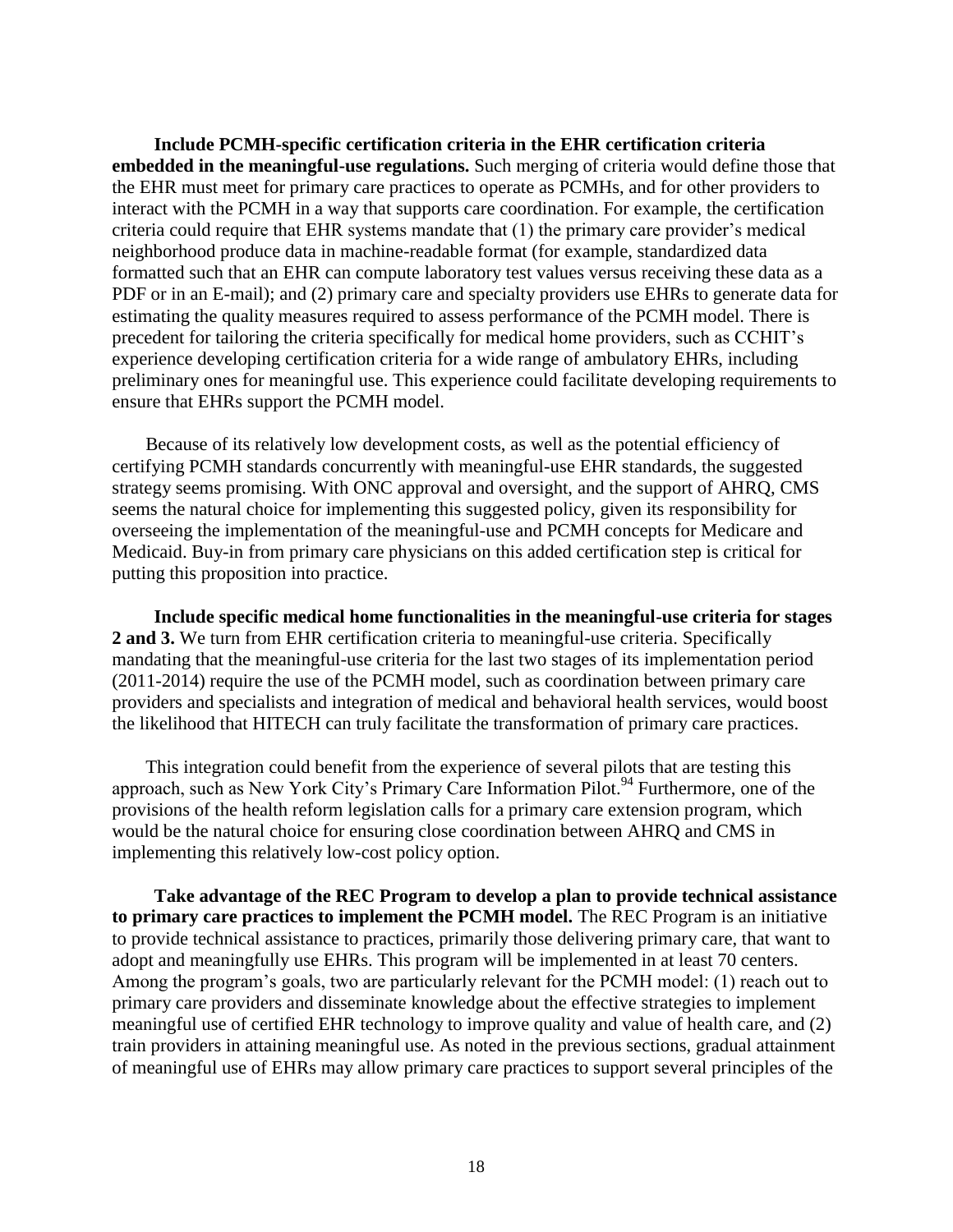**Include PCMH-specific certification criteria in the EHR certification criteria embedded in the meaningful-use regulations.** Such merging of criteria would define those that the EHR must meet for primary care practices to operate as PCMHs, and for other providers to interact with the PCMH in a way that supports care coordination. For example, the certification criteria could require that EHR systems mandate that (1) the primary care provider's medical neighborhood produce data in machine-readable format (for example, standardized data formatted such that an EHR can compute laboratory test values versus receiving these data as a PDF or in an E-mail); and (2) primary care and specialty providers use EHRs to generate data for estimating the quality measures required to assess performance of the PCMH model. There is precedent for tailoring the criteria specifically for medical home providers, such as CCHIT's experience developing certification criteria for a wide range of ambulatory EHRs, including preliminary ones for meaningful use. This experience could facilitate developing requirements to ensure that EHRs support the PCMH model.

Because of its relatively low development costs, as well as the potential efficiency of certifying PCMH standards concurrently with meaningful-use EHR standards, the suggested strategy seems promising. With ONC approval and oversight, and the support of AHRQ, CMS seems the natural choice for implementing this suggested policy, given its responsibility for overseeing the implementation of the meaningful-use and PCMH concepts for Medicare and Medicaid. Buy-in from primary care physicians on this added certification step is critical for putting this proposition into practice.

**Include specific medical home functionalities in the meaningful-use criteria for stages 2 and 3.** We turn from EHR certification criteria to meaningful-use criteria. Specifically mandating that the meaningful-use criteria for the last two stages of its implementation period (2011-2014) require the use of the PCMH model, such as coordination between primary care providers and specialists and integration of medical and behavioral health services, would boost the likelihood that HITECH can truly facilitate the transformation of primary care practices.

This integration could benefit from the experience of several pilots that are testing this approach, such as New York City's Primary Care Information Pilot.[94] Furthermore, one of the provisions of the health reform legislation calls for a primary care extension program, which would be the natural choice for ensuring close coordination between AHRQ and CMS in implementing this relatively low-cost policy option.

**Take advantage of the REC Program to develop a plan to provide technical assistance to primary care practices to implement the PCMH model.** The REC Program is an initiative to provide technical assistance to practices, primarily those delivering primary care, that want to adopt and meaningfully use EHRs. This program will be implemented in at least 70 centers. Among the program's goals, two are particularly relevant for the PCMH model: (1) reach out to primary care providers and disseminate knowledge about the effective strategies to implement meaningful use of certified EHR technology to improve quality and value of health care, and (2) train providers in attaining meaningful use. As noted in the previous sections, gradual attainment of meaningful use of EHRs may allow primary care practices to support several principles of the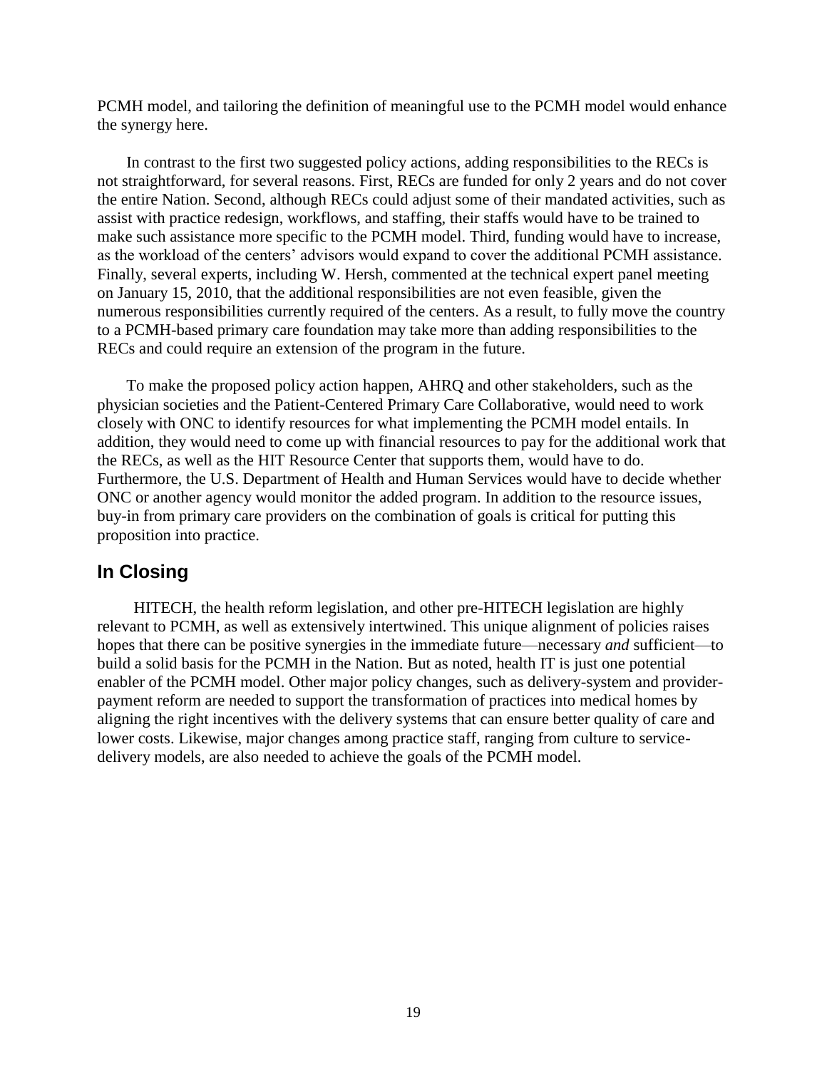PCMH model, and tailoring the definition of meaningful use to the PCMH model would enhance the synergy here.

In contrast to the first two suggested policy actions, adding responsibilities to the RECs is not straightforward, for several reasons. First, RECs are funded for only 2 years and do not cover the entire Nation. Second, although RECs could adjust some of their mandated activities, such as assist with practice redesign, workflows, and staffing, their staffs would have to be trained to make such assistance more specific to the PCMH model. Third, funding would have to increase, as the workload of the centers' advisors would expand to cover the additional PCMH assistance. Finally, several experts, including W. Hersh, commented at the technical expert panel meeting on January 15, 2010, that the additional responsibilities are not even feasible, given the numerous responsibilities currently required of the centers. As a result, to fully move the country to a PCMH-based primary care foundation may take more than adding responsibilities to the RECs and could require an extension of the program in the future.

To make the proposed policy action happen, AHRQ and other stakeholders, such as the physician societies and the Patient-Centered Primary Care Collaborative, would need to work closely with ONC to identify resources for what implementing the PCMH model entails. In addition, they would need to come up with financial resources to pay for the additional work that the RECs, as well as the HIT Resource Center that supports them, would have to do. Furthermore, the U.S. Department of Health and Human Services would have to decide whether ONC or another agency would monitor the added program. In addition to the resource issues, buy-in from primary care providers on the combination of goals is critical for putting this proposition into practice.

## In Closing

HITECH, the health reform legislation, and other pre-HITECH legislation are highly relevant to PCMH, as well as extensively intertwined. This unique alignment of policies raises hopes that there can be positive synergies in the immediate future—necessary *and* sufficient—to build a solid basis for the PCMH in the Nation. But as noted, health IT is just one potential enabler of the PCMH model. Other major policy changes, such as delivery-system and provider-payment reform are needed to support the transformation of practices into medical homes by aligning the right incentives with the delivery systems that can ensure better quality of care and lower costs. Likewise, major changes among practice staff, ranging from culture to service-delivery models, are also needed to achieve the goals of the PCMH model.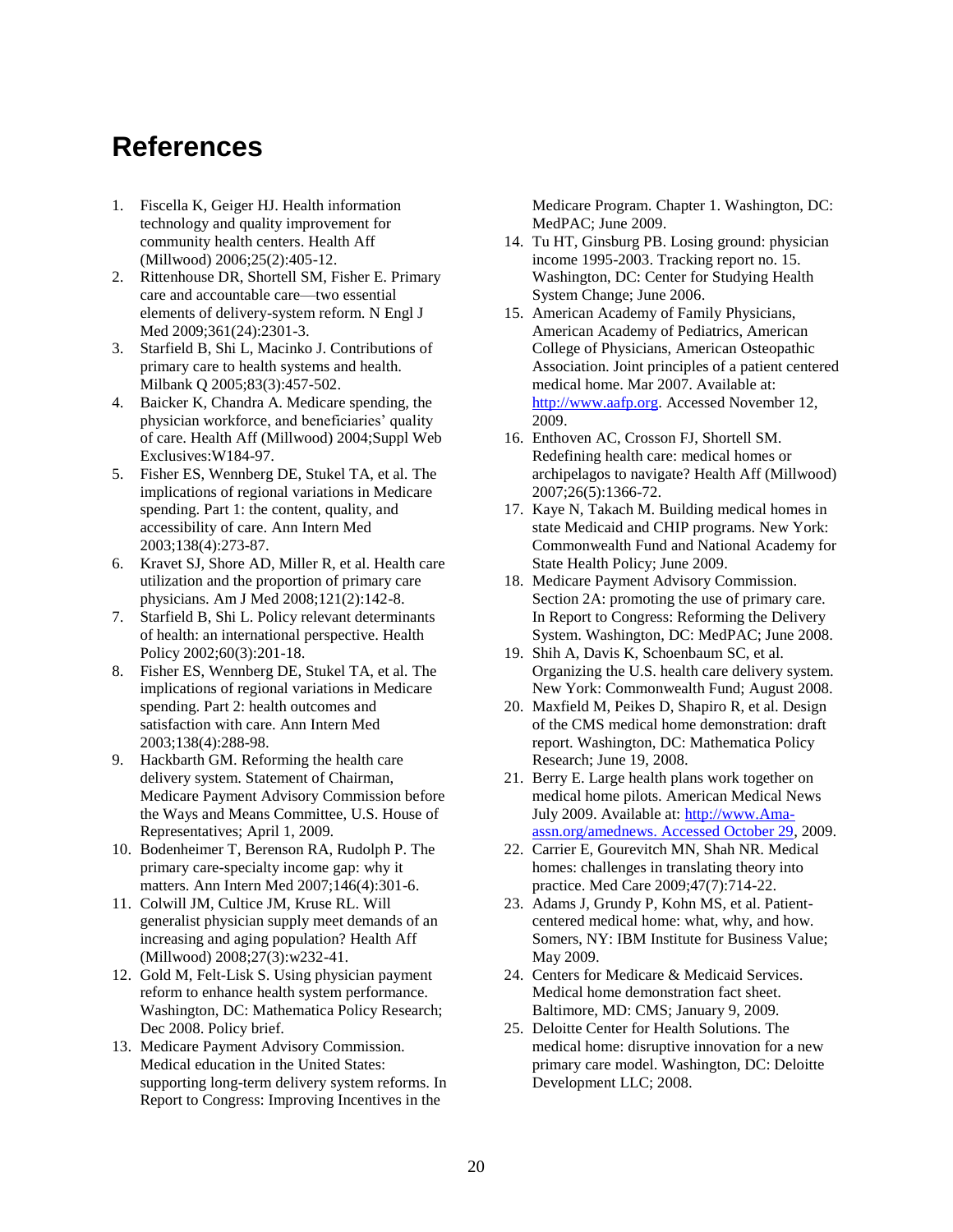# References

1. Fiscella K, Geiger HJ. Health information technology and quality improvement for community health centers. Health Aff (Millwood) 2006;25(2):405-12.
2. Rittenhouse DR, Shortell SM, Fisher E. Primary care and accountable care—two essential elements of delivery-system reform. N Engl J Med 2009;361(24):2301-3.
3. Starfield B, Shi L, Macinko J. Contributions of primary care to health systems and health. Milbank Q 2005;83(3):457-502.
4. Baicker K, Chandra A. Medicare spending, the physician workforce, and beneficiaries' quality of care. Health Aff (Millwood) 2004;Suppl Web Exclusives:W184-97.
5. Fisher ES, Wennberg DE, Stukel TA, et al. The implications of regional variations in Medicare spending. Part 1: the content, quality, and accessibility of care. Ann Intern Med 2003;138(4):273-87.
6. Kravet SJ, Shore AD, Miller R, et al. Health care utilization and the proportion of primary care physicians. Am J Med 2008;121(2):142-8.
7. Starfield B, Shi L. Policy relevant determinants of health: an international perspective. Health Policy 2002;60(3):201-18.
8. Fisher ES, Wennberg DE, Stukel TA, et al. The implications of regional variations in Medicare spending. Part 2: health outcomes and satisfaction with care. Ann Intern Med 2003;138(4):288-98.
9. Hackbarth GM. Reforming the health care delivery system. Statement of Chairman, Medicare Payment Advisory Commission before the Ways and Means Committee, U.S. House of Representatives; April 1, 2009.
10. Bodenheimer T, Berenson RA, Rudolph P. The primary care-specialty income gap: why it matters. Ann Intern Med 2007;146(4):301-6.
11. Colwill JM, Cultice JM, Kruse RL. Will generalist physician supply meet demands of an increasing and aging population? Health Aff (Millwood) 2008;27(3):w232-41.
12. Gold M, Felt-Lisk S. Using physician payment reform to enhance health system performance. Washington, DC: Mathematica Policy Research; Dec 2008. Policy brief.
13. Medicare Payment Advisory Commission. Medical education in the United States: supporting long-term delivery system reforms. In Report to Congress: Improving Incentives in the Medicare Program. Chapter 1. Washington, DC: MedPAC; June 2009.
14. Tu HT, Ginsburg PB. Losing ground: physician income 1995-2003. Tracking report no. 15. Washington, DC: Center for Studying Health System Change; June 2006.
15. American Academy of Family Physicians, American Academy of Pediatrics, American College of Physicians, American Osteopathic Association. Joint principles of a patient centered medical home. Mar 2007. Available at: http://www.aafp.org. Accessed November 12, 2009.
16. Enthoven AC, Crosson FJ, Shortell SM. Redefining health care: medical homes or archipelagos to navigate? Health Aff (Millwood) 2007;26(5):1366-72.
17. Kaye N, Takach M. Building medical homes in state Medicaid and CHIP programs. New York: Commonwealth Fund and National Academy for State Health Policy; June 2009.
18. Medicare Payment Advisory Commission. Section 2A: promoting the use of primary care. In Report to Congress: Reforming the Delivery System. Washington, DC: MedPAC; June 2008.
19. Shih A, Davis K, Schoenbaum SC, et al. Organizing the U.S. health care delivery system. New York: Commonwealth Fund; August 2008.
20. Maxfield M, Peikes D, Shapiro R, et al. Design of the CMS medical home demonstration: draft report. Washington, DC: Mathematica Policy Research; June 19, 2008.
21. Berry E. Large health plans work together on medical home pilots. American Medical News July 2009. Available at: http://www.Ama-assn.org/amednews. Accessed October 29, 2009.
22. Carrier E, Gourevitch MN, Shah NR. Medical homes: challenges in translating theory into practice. Med Care 2009;47(7):714-22.
23. Adams J, Grundy P, Kohn MS, et al. Patient-centered medical home: what, why, and how. Somers, NY: IBM Institute for Business Value; May 2009.
24. Centers for Medicare & Medicaid Services. Medical home demonstration fact sheet. Baltimore, MD: CMS; January 9, 2009.
25. Deloitte Center for Health Solutions. The medical home: disruptive innovation for a new primary care model. Washington, DC: Deloitte Development LLC; 2008.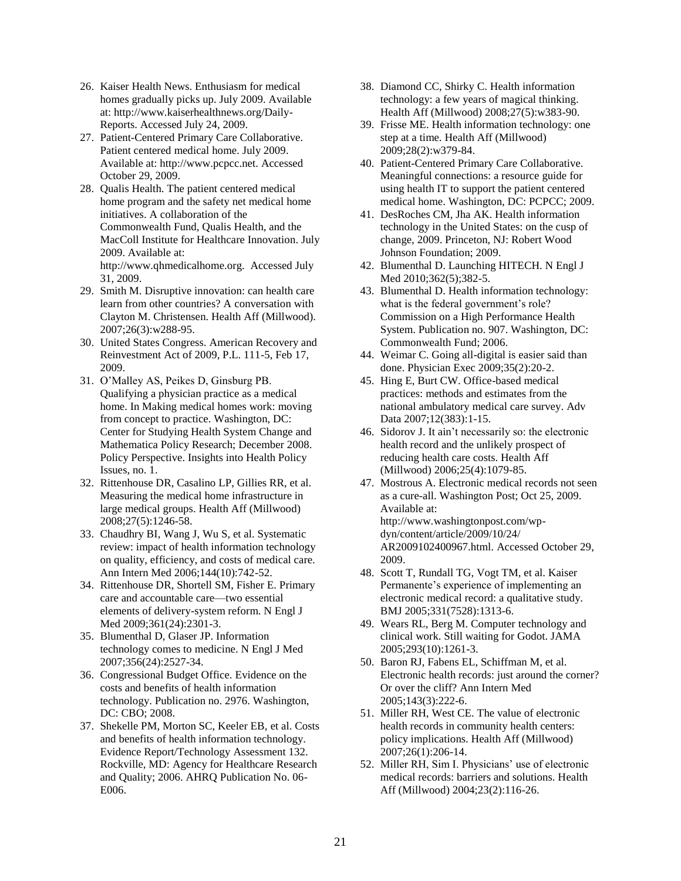26. Kaiser Health News. Enthusiasm for medical homes gradually picks up. July 2009. Available at: http://www.kaiserhealthnews.org/Daily-Reports. Accessed July 24, 2009.
27. Patient-Centered Primary Care Collaborative. Patient centered medical home. July 2009. Available at: http://www.pcpcc.net. Accessed October 29, 2009.
28. Qualis Health. The patient centered medical home program and the safety net medical home initiatives. A collaboration of the Commonwealth Fund, Qualis Health, and the MacColl Institute for Healthcare Innovation. July 2009. Available at: http://www.qhmedicalhome.org. Accessed July 31, 2009.
29. Smith M. Disruptive innovation: can health care learn from other countries? A conversation with Clayton M. Christensen. Health Aff (Millwood). 2007;26(3):w288-95.
30. United States Congress. American Recovery and Reinvestment Act of 2009, P.L. 111-5, Feb 17, 2009.
31. O'Malley AS, Peikes D, Ginsburg PB. Qualifying a physician practice as a medical home. In Making medical homes work: moving from concept to practice. Washington, DC: Center for Studying Health System Change and Mathematica Policy Research; December 2008. Policy Perspective. Insights into Health Policy Issues, no. 1.
32. Rittenhouse DR, Casalino LP, Gillies RR, et al. Measuring the medical home infrastructure in large medical groups. Health Aff (Millwood) 2008;27(5):1246-58.
33. Chaudhry BI, Wang J, Wu S, et al. Systematic review: impact of health information technology on quality, efficiency, and costs of medical care. Ann Intern Med 2006;144(10):742-52.
34. Rittenhouse DR, Shortell SM, Fisher E. Primary care and accountable care—two essential elements of delivery-system reform. N Engl J Med 2009;361(24):2301-3.
35. Blumenthal D, Glaser JP. Information technology comes to medicine. N Engl J Med 2007;356(24):2527-34.
36. Congressional Budget Office. Evidence on the costs and benefits of health information technology. Publication no. 2976. Washington, DC: CBO; 2008.
37. Shekelle PM, Morton SC, Keeler EB, et al. Costs and benefits of health information technology. Evidence Report/Technology Assessment 132. Rockville, MD: Agency for Healthcare Research and Quality; 2006. AHRQ Publication No. 06-E006.
38. Diamond CC, Shirky C. Health information technology: a few years of magical thinking. Health Aff (Millwood) 2008;27(5):w383-90.
39. Frisse ME. Health information technology: one step at a time. Health Aff (Millwood) 2009;28(2):w379-84.
40. Patient-Centered Primary Care Collaborative. Meaningful connections: a resource guide for using health IT to support the patient centered medical home. Washington, DC: PCPCC; 2009.
41. DesRoches CM, Jha AK. Health information technology in the United States: on the cusp of change, 2009. Princeton, NJ: Robert Wood Johnson Foundation; 2009.
42. Blumenthal D. Launching HITECH. N Engl J Med 2010;362(5);382-5.
43. Blumenthal D. Health information technology: what is the federal government's role? Commission on a High Performance Health System. Publication no. 907. Washington, DC: Commonwealth Fund; 2006.
44. Weimar C. Going all-digital is easier said than done. Physician Exec 2009;35(2):20-2.
45. Hing E, Burt CW. Office-based medical practices: methods and estimates from the national ambulatory medical care survey. Adv Data 2007;12(383):1-15.
46. Sidorov J. It ain't necessarily so: the electronic health record and the unlikely prospect of reducing health care costs. Health Aff (Millwood) 2006;25(4):1079-85.
47. Mostrous A. Electronic medical records not seen as a cure-all. Washington Post; Oct 25, 2009. Available at: http://www.washingtonpost.com/wp-dyn/content/article/2009/10/24/AR2009102400967.html. Accessed October 29, 2009.
48. Scott T, Rundall TG, Vogt TM, et al. Kaiser Permanente's experience of implementing an electronic medical record: a qualitative study. BMJ 2005;331(7528):1313-6.
49. Wears RL, Berg M. Computer technology and clinical work. Still waiting for Godot. JAMA 2005;293(10):1261-3.
50. Baron RJ, Fabens EL, Schiffman M, et al. Electronic health records: just around the corner? Or over the cliff? Ann Intern Med 2005;143(3):222-6.
51. Miller RH, West CE. The value of electronic health records in community health centers: policy implications. Health Aff (Millwood) 2007;26(1):206-14.
52. Miller RH, Sim I. Physicians' use of electronic medical records: barriers and solutions. Health Aff (Millwood) 2004;23(2):116-26.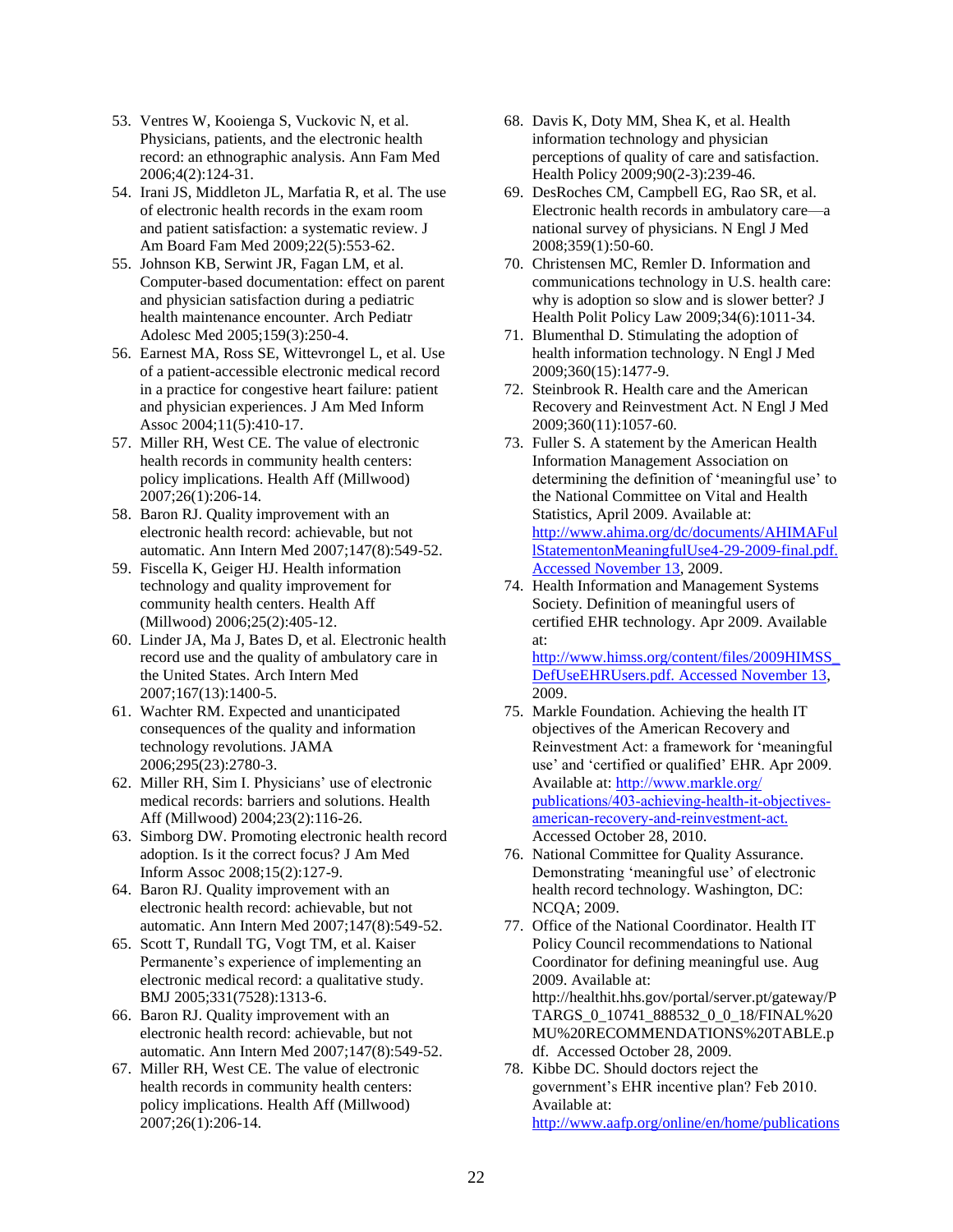53. Ventres W, Kooienga S, Vuckovic N, et al. Physicians, patients, and the electronic health record: an ethnographic analysis. Ann Fam Med 2006;4(2):124-31.
54. Irani JS, Middleton JL, Marfatia R, et al. The use of electronic health records in the exam room and patient satisfaction: a systematic review. J Am Board Fam Med 2009;22(5):553-62.
55. Johnson KB, Serwint JR, Fagan LM, et al. Computer-based documentation: effect on parent and physician satisfaction during a pediatric health maintenance encounter. Arch Pediatr Adolesc Med 2005;159(3):250-4.
56. Earnest MA, Ross SE, Wittevrongel L, et al. Use of a patient-accessible electronic medical record in a practice for congestive heart failure: patient and physician experiences. J Am Med Inform Assoc 2004;11(5):410-17.
57. Miller RH, West CE. The value of electronic health records in community health centers: policy implications. Health Aff (Millwood) 2007;26(1):206-14.
58. Baron RJ. Quality improvement with an electronic health record: achievable, but not automatic. Ann Intern Med 2007;147(8):549-52.
59. Fiscella K, Geiger HJ. Health information technology and quality improvement for community health centers. Health Aff (Millwood) 2006;25(2):405-12.
60. Linder JA, Ma J, Bates D, et al. Electronic health record use and the quality of ambulatory care in the United States. Arch Intern Med 2007;167(13):1400-5.
61. Wachter RM. Expected and unanticipated consequences of the quality and information technology revolutions. JAMA 2006;295(23):2780-3.
62. Miller RH, Sim I. Physicians' use of electronic medical records: barriers and solutions. Health Aff (Millwood) 2004;23(2):116-26.
63. Simborg DW. Promoting electronic health record adoption. Is it the correct focus? J Am Med Inform Assoc 2008;15(2):127-9.
64. Baron RJ. Quality improvement with an electronic health record: achievable, but not automatic. Ann Intern Med 2007;147(8):549-52.
65. Scott T, Rundall TG, Vogt TM, et al. Kaiser Permanente's experience of implementing an electronic medical record: a qualitative study. BMJ 2005;331(7528):1313-6.
66. Baron RJ. Quality improvement with an electronic health record: achievable, but not automatic. Ann Intern Med 2007;147(8):549-52.
67. Miller RH, West CE. The value of electronic health records in community health centers: policy implications. Health Aff (Millwood) 2007;26(1):206-14.
68. Davis K, Doty MM, Shea K, et al. Health information technology and physician perceptions of quality of care and satisfaction. Health Policy 2009;90(2-3):239-46.
69. DesRoches CM, Campbell EG, Rao SR, et al. Electronic health records in ambulatory care—a national survey of physicians. N Engl J Med 2008;359(1):50-60.
70. Christensen MC, Remler D. Information and communications technology in U.S. health care: why is adoption so slow and is slower better? J Health Polit Policy Law 2009;34(6):1011-34.
71. Blumenthal D. Stimulating the adoption of health information technology. N Engl J Med 2009;360(15):1477-9.
72. Steinbrook R. Health care and the American Recovery and Reinvestment Act. N Engl J Med 2009;360(11):1057-60.
73. Fuller S. A statement by the American Health Information Management Association on determining the definition of 'meaningful use' to the National Committee on Vital and Health Statistics, April 2009. Available at: http://www.ahima.org/dc/documents/AHIMAFullStatementonMeaningfulUse4-29-2009-final.pdf. Accessed November 13, 2009.
74. Health Information and Management Systems Society. Definition of meaningful users of certified EHR technology. Apr 2009. Available at: http://www.himss.org/content/files/2009HIMSS_DefUseEHRUsers.pdf. Accessed November 13, 2009.
75. Markle Foundation. Achieving the health IT objectives of the American Recovery and Reinvestment Act: a framework for 'meaningful use' and 'certified or qualified' EHR. Apr 2009. Available at: http://www.markle.org/publications/403-achieving-health-it-objectives-american-recovery-and-reinvestment-act. Accessed October 28, 2010.
76. National Committee for Quality Assurance. Demonstrating 'meaningful use' of electronic health record technology. Washington, DC: NCQA; 2009.
77. Office of the National Coordinator. Health IT Policy Council recommendations to National Coordinator for defining meaningful use. Aug 2009. Available at: http://healthit.hhs.gov/portal/server.pt/gateway/PTARGS_0_10741_888532_0_0_18/FINAL%20MU%20RECOMMENDATIONS%20TABLE.pdf. Accessed October 28, 2009.
78. Kibbe DC. Should doctors reject the government's EHR incentive plan? Feb 2010. Available at: http://www.aafp.org/online/en/home/publications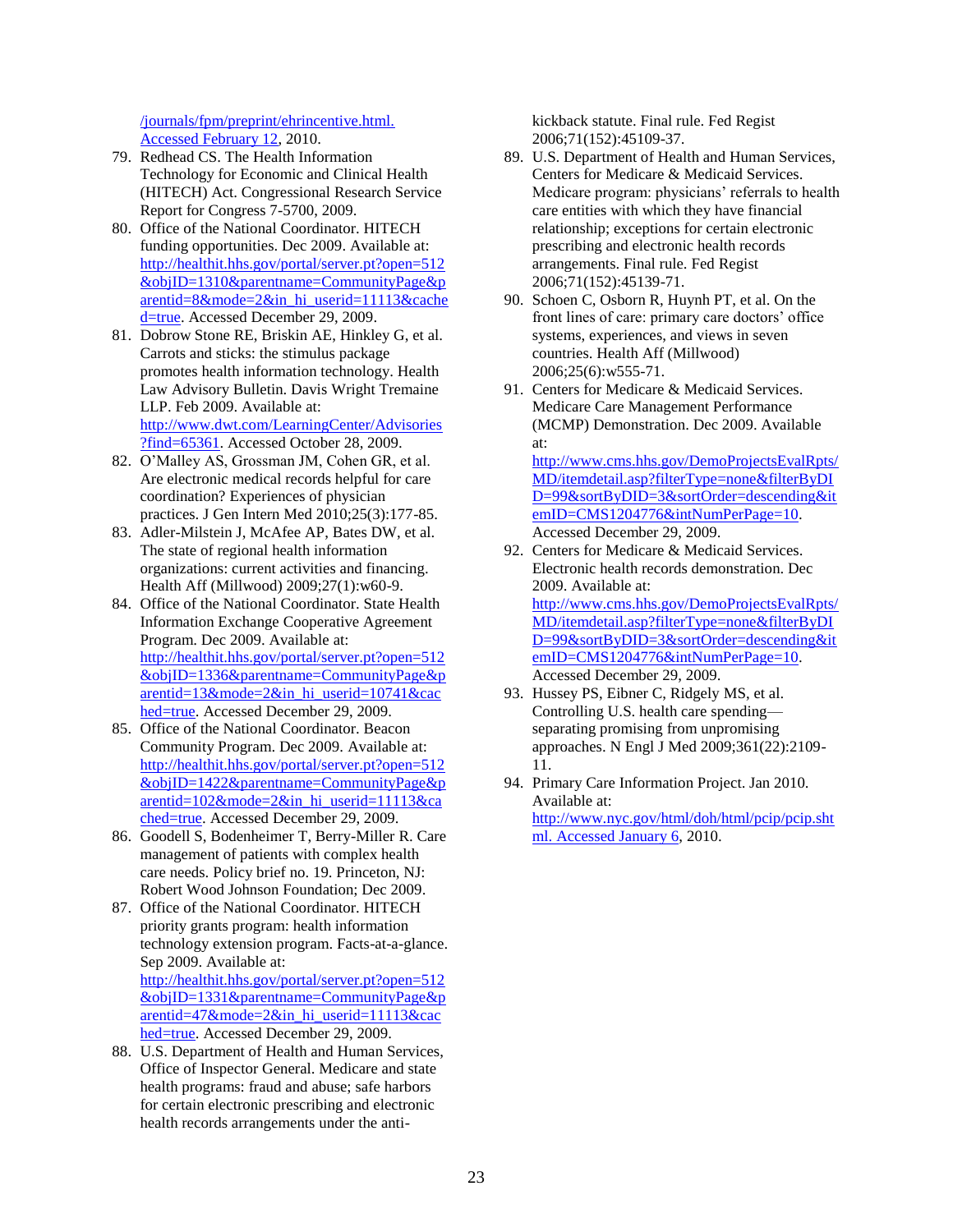/journals/fpm/preprint/ehrincentive.html. Accessed February 12, 2010.

79. Redhead CS. The Health Information Technology for Economic and Clinical Health (HITECH) Act. Congressional Research Service Report for Congress 7-5700, 2009.
80. Office of the National Coordinator. HITECH funding opportunities. Dec 2009. Available at: http://healthit.hhs.gov/portal/server.pt?open=512&objID=1310&parentname=CommunityPage&parentid=8&mode=2&in_hi_userid=11113&cached=true. Accessed December 29, 2009.
81. Dobrow Stone RE, Briskin AE, Hinkley G, et al. Carrots and sticks: the stimulus package promotes health information technology. Health Law Advisory Bulletin. Davis Wright Tremaine LLP. Feb 2009. Available at: http://www.dwt.com/LearningCenter/Advisories?find=65361. Accessed October 28, 2009.
82. O'Malley AS, Grossman JM, Cohen GR, et al. Are electronic medical records helpful for care coordination? Experiences of physician practices. J Gen Intern Med 2010;25(3):177-85.
83. Adler-Milstein J, McAfee AP, Bates DW, et al. The state of regional health information organizations: current activities and financing. Health Aff (Millwood) 2009;27(1):w60-9.
84. Office of the National Coordinator. State Health Information Exchange Cooperative Agreement Program. Dec 2009. Available at: http://healthit.hhs.gov/portal/server.pt?open=512&objID=1336&parentname=CommunityPage&parentid=13&mode=2&in_hi_userid=10741&cached=true. Accessed December 29, 2009.
85. Office of the National Coordinator. Beacon Community Program. Dec 2009. Available at: http://healthit.hhs.gov/portal/server.pt?open=512&objID=1422&parentname=CommunityPage&parentid=102&mode=2&in_hi_userid=11113&cached=true. Accessed December 29, 2009.
86. Goodell S, Bodenheimer T, Berry-Miller R. Care management of patients with complex health care needs. Policy brief no. 19. Princeton, NJ: Robert Wood Johnson Foundation; Dec 2009.
87. Office of the National Coordinator. HITECH priority grants program: health information technology extension program. Facts-at-a-glance. Sep 2009. Available at: http://healthit.hhs.gov/portal/server.pt?open=512&objID=1331&parentname=CommunityPage&parentid=47&mode=2&in_hi_userid=11113&cached=true. Accessed December 29, 2009.
88. U.S. Department of Health and Human Services, Office of Inspector General. Medicare and state health programs: fraud and abuse; safe harbors for certain electronic prescribing and electronic health records arrangements under the anti-kickback statute. Final rule. Fed Regist 2006;71(152):45109-37.
89. U.S. Department of Health and Human Services, Centers for Medicare & Medicaid Services. Medicare program: physicians' referrals to health care entities with which they have financial relationship; exceptions for certain electronic prescribing and electronic health records arrangements. Final rule. Fed Regist 2006;71(152):45139-71.
90. Schoen C, Osborn R, Huynh PT, et al. On the front lines of care: primary care doctors' office systems, experiences, and views in seven countries. Health Aff (Millwood) 2006;25(6):w555-71.
91. Centers for Medicare & Medicaid Services. Medicare Care Management Performance (MCMP) Demonstration. Dec 2009. Available at: http://www.cms.hhs.gov/DemoProjectsEvalRpts/MD/itemdetail.asp?filterType=none&filterByDID=99&sortByDID=3&sortOrder=descending&itemID=CMS1204776&intNumPerPage=10. Accessed December 29, 2009.
92. Centers for Medicare & Medicaid Services. Electronic health records demonstration. Dec 2009. Available at: http://www.cms.hhs.gov/DemoProjectsEvalRpts/MD/itemdetail.asp?filterType=none&filterByDID=99&sortByDID=3&sortOrder=descending&itemID=CMS1204776&intNumPerPage=10. Accessed December 29, 2009.
93. Hussey PS, Eibner C, Ridgely MS, et al. Controlling U.S. health care spending—separating promising from unpromising approaches. N Engl J Med 2009;361(22):2109-11.
94. Primary Care Information Project. Jan 2010. Available at: http://www.nyc.gov/html/doh/html/pcip/pcip.shtml. Accessed January 6, 2010.